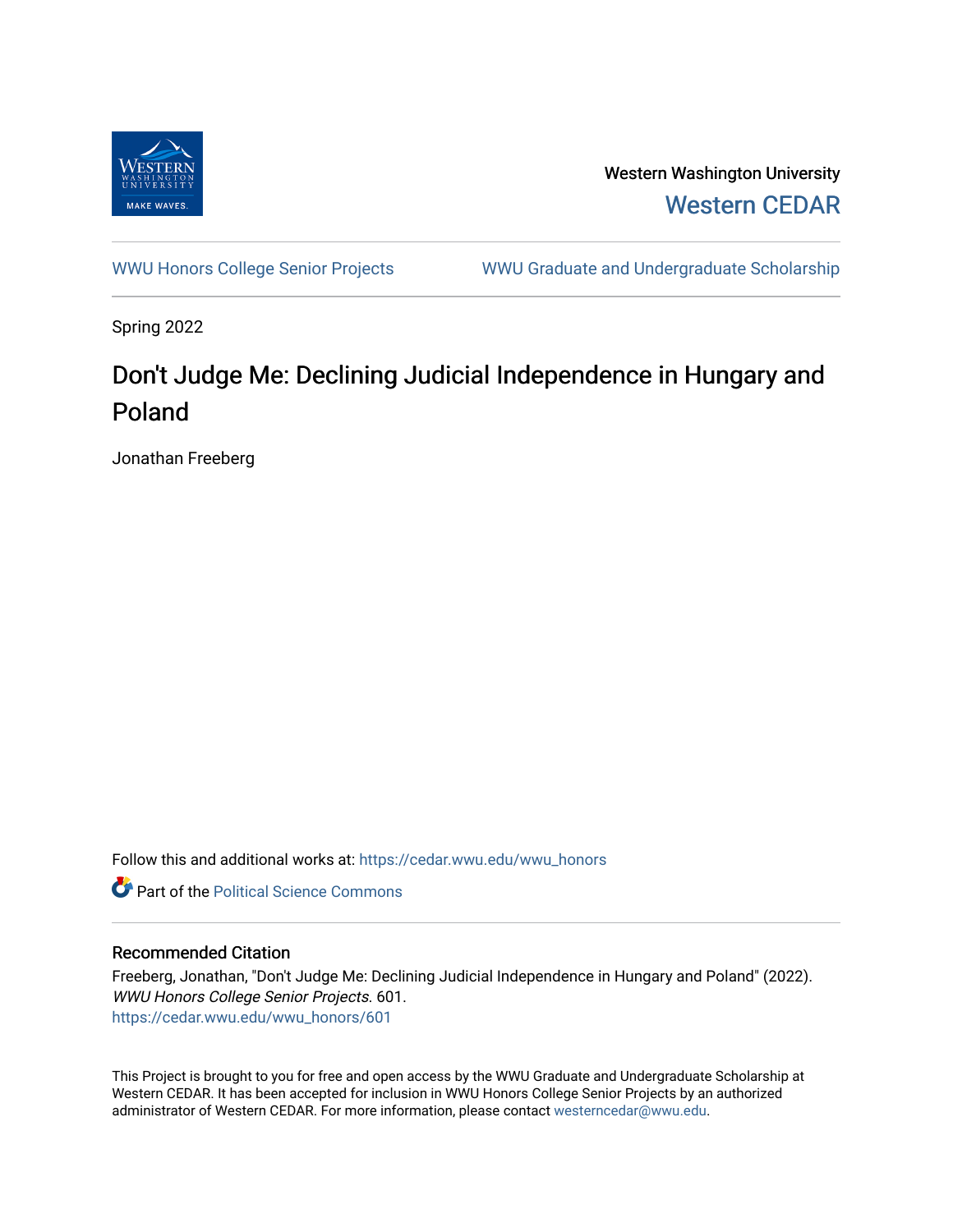Western Washington University

Western CEDAR

WWU Honors College Senior Projects

WWU Graduate and Undergraduate Scholarship

Spring 2022

# Don't Judge Me: Declining Judicial Independence in Hungary and Poland

Jonathan Freeberg

Follow this and additional works at: https://cedar.wwu.edu/wwu_honors

Part of the Political Science Commons

## Recommended Citation

Freeberg, Jonathan, "Don't Judge Me: Declining Judicial Independence in Hungary and Poland" (2022). *WWU Honors College Senior Projects*. 601.
https://cedar.wwu.edu/wwu_honors/601

This Project is brought to you for free and open access by the WWU Graduate and Undergraduate Scholarship at Western CEDAR. It has been accepted for inclusion in WWU Honors College Senior Projects by an authorized administrator of Western CEDAR. For more information, please contact westerncedar@wwu.edu.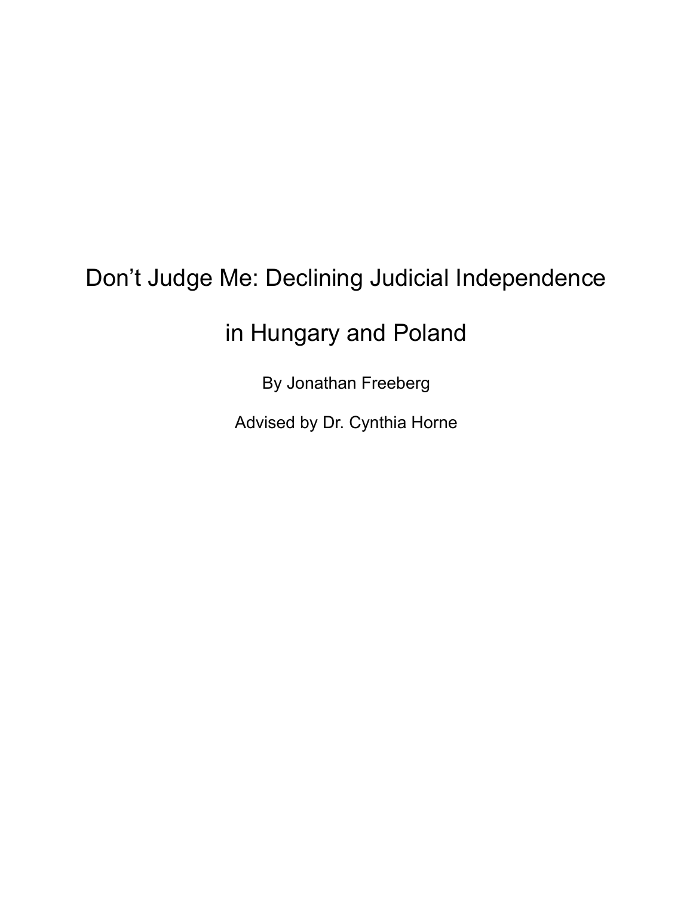# Don't Judge Me: Declining Judicial Independence in Hungary and Poland

By Jonathan Freeberg

Advised by Dr. Cynthia Horne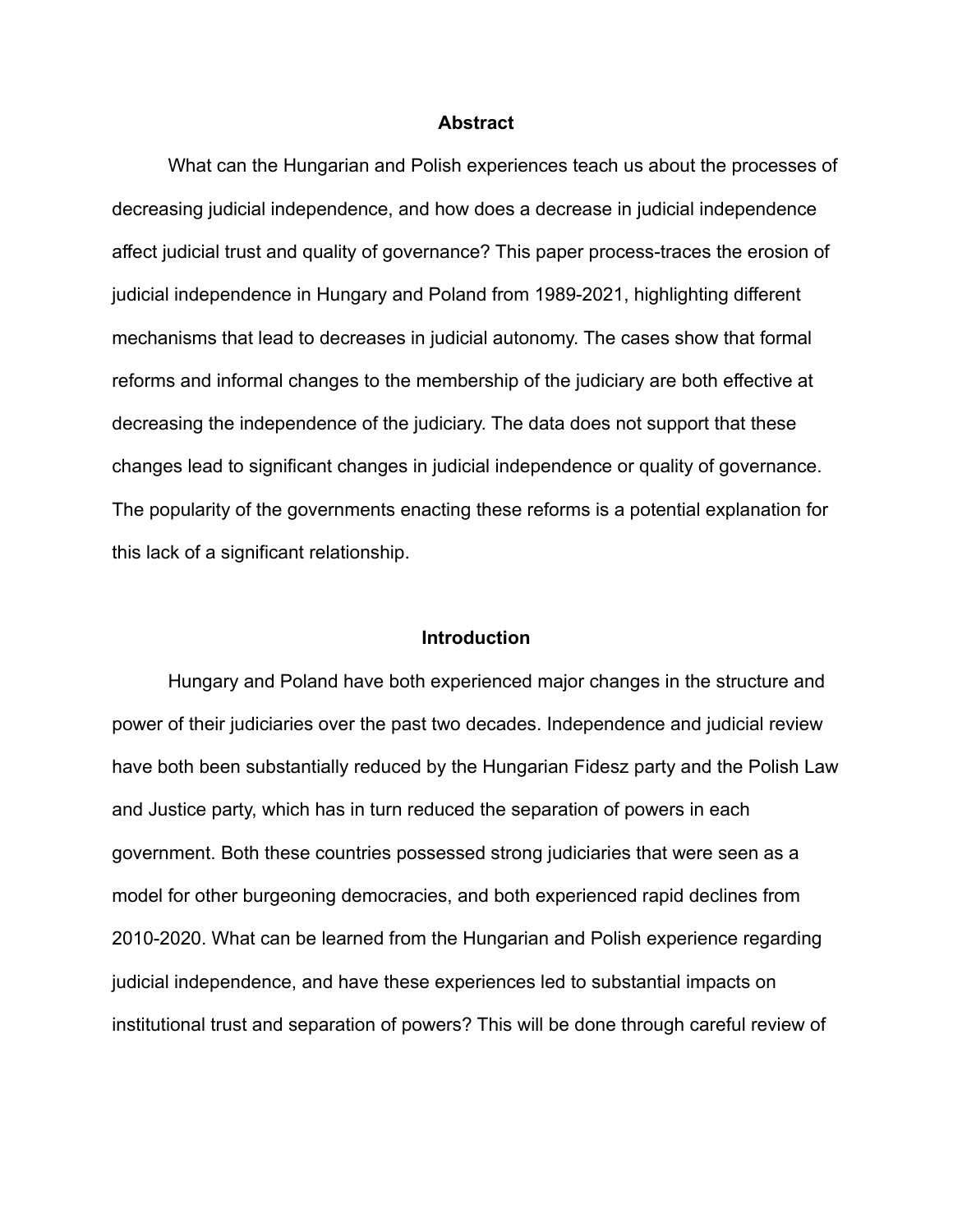## Abstract

What can the Hungarian and Polish experiences teach us about the processes of decreasing judicial independence, and how does a decrease in judicial independence affect judicial trust and quality of governance? This paper process-traces the erosion of judicial independence in Hungary and Poland from 1989-2021, highlighting different mechanisms that lead to decreases in judicial autonomy. The cases show that formal reforms and informal changes to the membership of the judiciary are both effective at decreasing the independence of the judiciary. The data does not support that these changes lead to significant changes in judicial independence or quality of governance. The popularity of the governments enacting these reforms is a potential explanation for this lack of a significant relationship.

## Introduction

Hungary and Poland have both experienced major changes in the structure and power of their judiciaries over the past two decades. Independence and judicial review have both been substantially reduced by the Hungarian Fidesz party and the Polish Law and Justice party, which has in turn reduced the separation of powers in each government. Both these countries possessed strong judiciaries that were seen as a model for other burgeoning democracies, and both experienced rapid declines from 2010-2020. What can be learned from the Hungarian and Polish experience regarding judicial independence, and have these experiences led to substantial impacts on institutional trust and separation of powers? This will be done through careful review of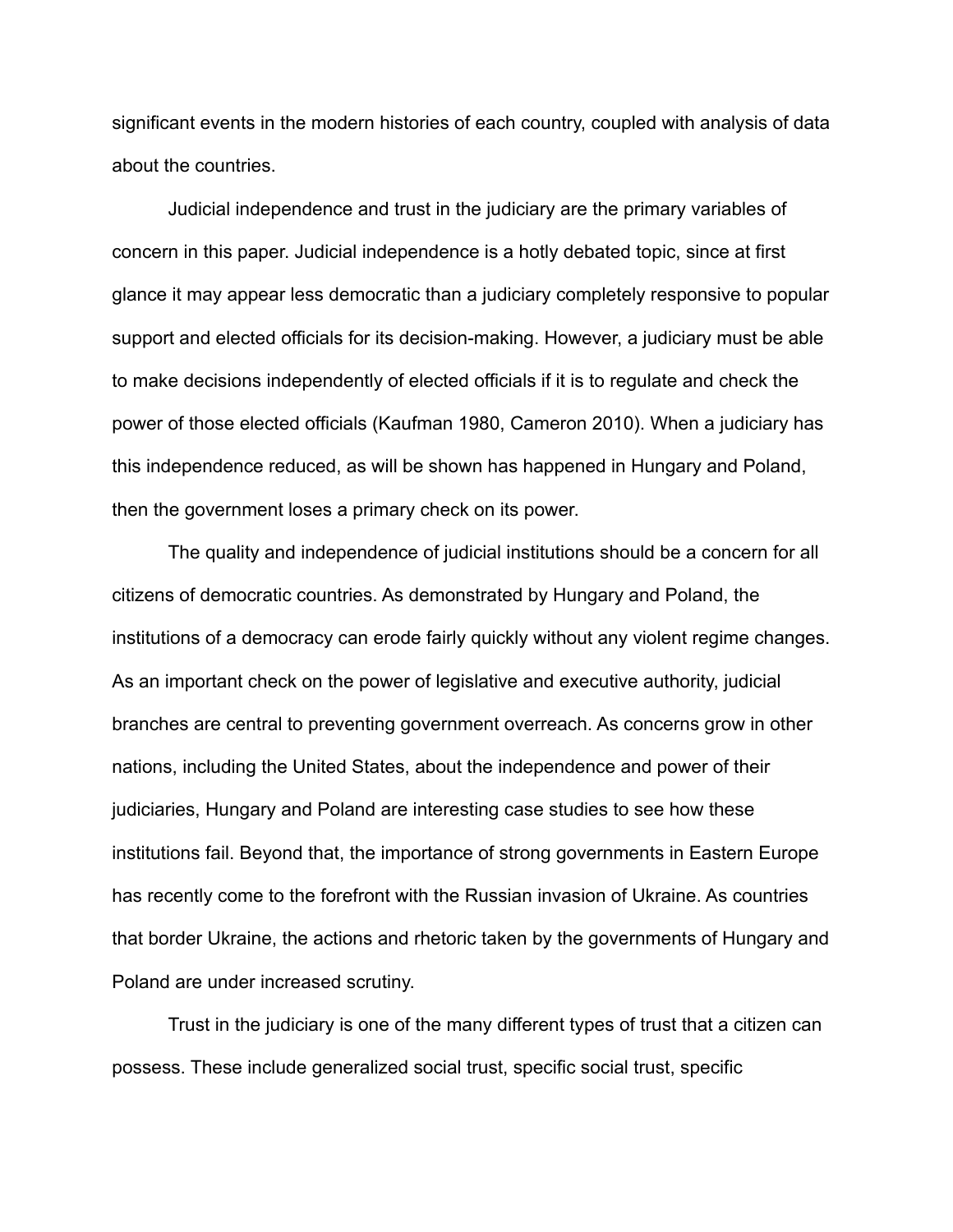significant events in the modern histories of each country, coupled with analysis of data about the countries.

Judicial independence and trust in the judiciary are the primary variables of concern in this paper. Judicial independence is a hotly debated topic, since at first glance it may appear less democratic than a judiciary completely responsive to popular support and elected officials for its decision-making. However, a judiciary must be able to make decisions independently of elected officials if it is to regulate and check the power of those elected officials (Kaufman 1980, Cameron 2010). When a judiciary has this independence reduced, as will be shown has happened in Hungary and Poland, then the government loses a primary check on its power.

The quality and independence of judicial institutions should be a concern for all citizens of democratic countries. As demonstrated by Hungary and Poland, the institutions of a democracy can erode fairly quickly without any violent regime changes. As an important check on the power of legislative and executive authority, judicial branches are central to preventing government overreach. As concerns grow in other nations, including the United States, about the independence and power of their judiciaries, Hungary and Poland are interesting case studies to see how these institutions fail. Beyond that, the importance of strong governments in Eastern Europe has recently come to the forefront with the Russian invasion of Ukraine. As countries that border Ukraine, the actions and rhetoric taken by the governments of Hungary and Poland are under increased scrutiny.

Trust in the judiciary is one of the many different types of trust that a citizen can possess. These include generalized social trust, specific social trust, specific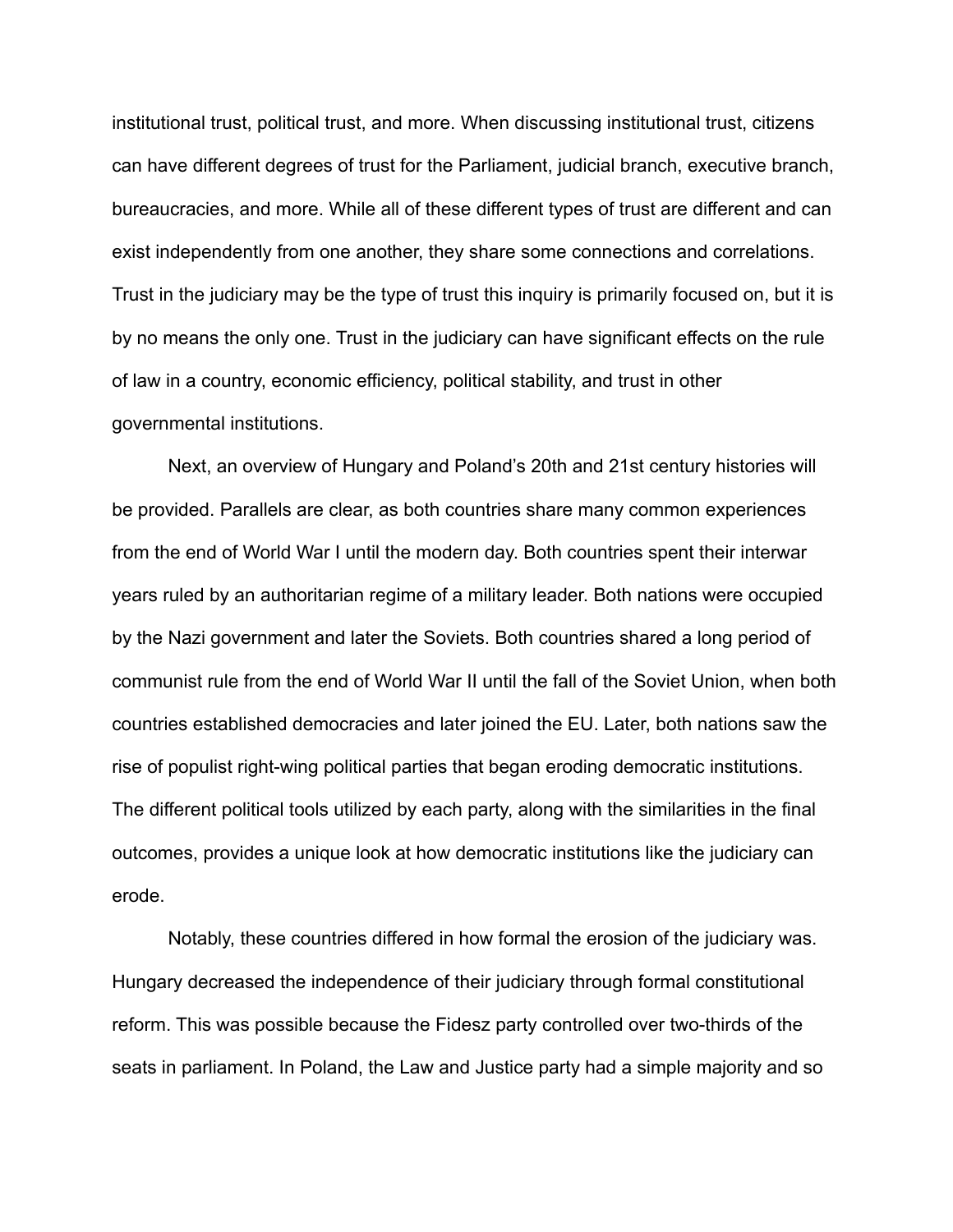institutional trust, political trust, and more. When discussing institutional trust, citizens can have different degrees of trust for the Parliament, judicial branch, executive branch, bureaucracies, and more. While all of these different types of trust are different and can exist independently from one another, they share some connections and correlations. Trust in the judiciary may be the type of trust this inquiry is primarily focused on, but it is by no means the only one. Trust in the judiciary can have significant effects on the rule of law in a country, economic efficiency, political stability, and trust in other governmental institutions.

Next, an overview of Hungary and Poland's 20th and 21st century histories will be provided. Parallels are clear, as both countries share many common experiences from the end of World War I until the modern day. Both countries spent their interwar years ruled by an authoritarian regime of a military leader. Both nations were occupied by the Nazi government and later the Soviets. Both countries shared a long period of communist rule from the end of World War II until the fall of the Soviet Union, when both countries established democracies and later joined the EU. Later, both nations saw the rise of populist right-wing political parties that began eroding democratic institutions. The different political tools utilized by each party, along with the similarities in the final outcomes, provides a unique look at how democratic institutions like the judiciary can erode.

Notably, these countries differed in how formal the erosion of the judiciary was. Hungary decreased the independence of their judiciary through formal constitutional reform. This was possible because the Fidesz party controlled over two-thirds of the seats in parliament. In Poland, the Law and Justice party had a simple majority and so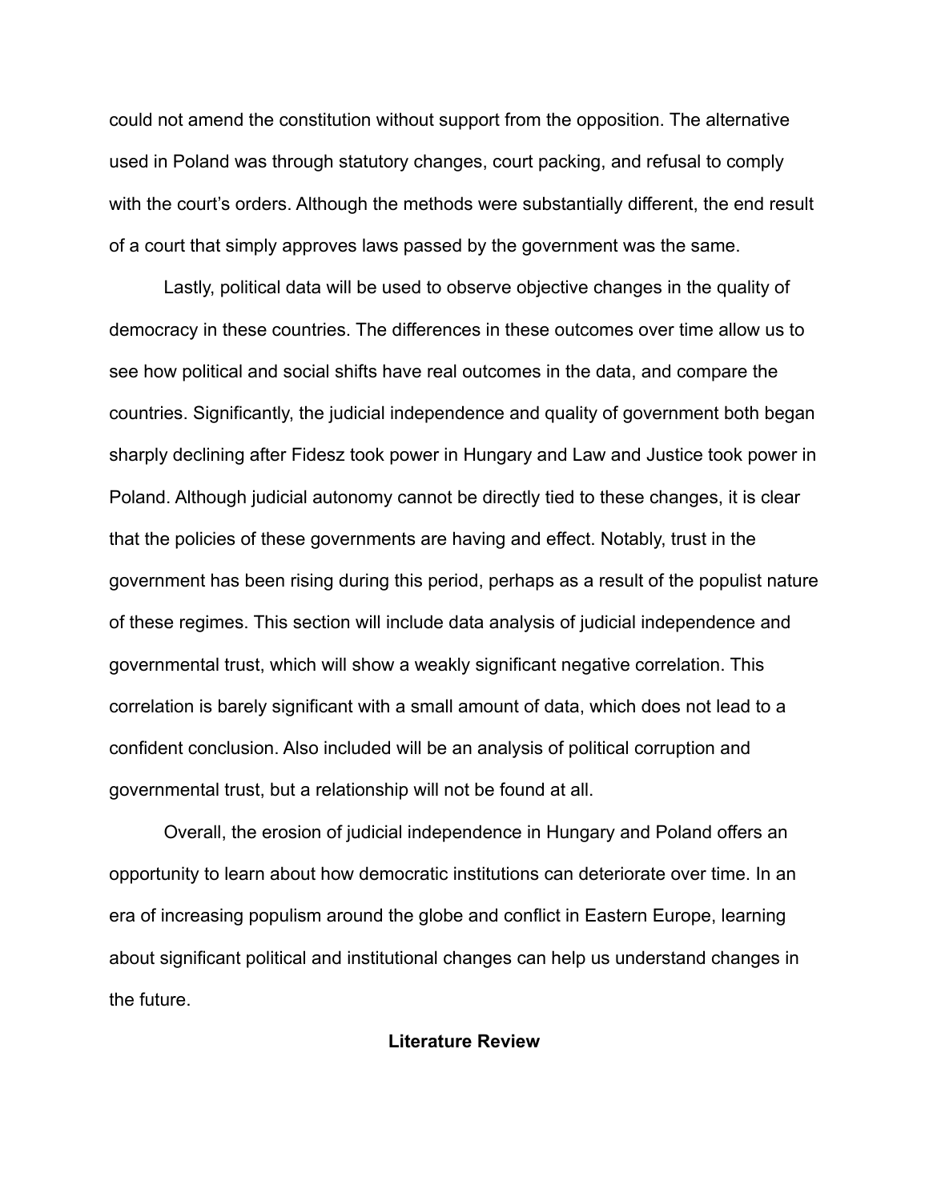could not amend the constitution without support from the opposition. The alternative used in Poland was through statutory changes, court packing, and refusal to comply with the court's orders. Although the methods were substantially different, the end result of a court that simply approves laws passed by the government was the same.

Lastly, political data will be used to observe objective changes in the quality of democracy in these countries. The differences in these outcomes over time allow us to see how political and social shifts have real outcomes in the data, and compare the countries. Significantly, the judicial independence and quality of government both began sharply declining after Fidesz took power in Hungary and Law and Justice took power in Poland. Although judicial autonomy cannot be directly tied to these changes, it is clear that the policies of these governments are having and effect. Notably, trust in the government has been rising during this period, perhaps as a result of the populist nature of these regimes. This section will include data analysis of judicial independence and governmental trust, which will show a weakly significant negative correlation. This correlation is barely significant with a small amount of data, which does not lead to a confident conclusion. Also included will be an analysis of political corruption and governmental trust, but a relationship will not be found at all.

Overall, the erosion of judicial independence in Hungary and Poland offers an opportunity to learn about how democratic institutions can deteriorate over time. In an era of increasing populism around the globe and conflict in Eastern Europe, learning about significant political and institutional changes can help us understand changes in the future.

## Literature Review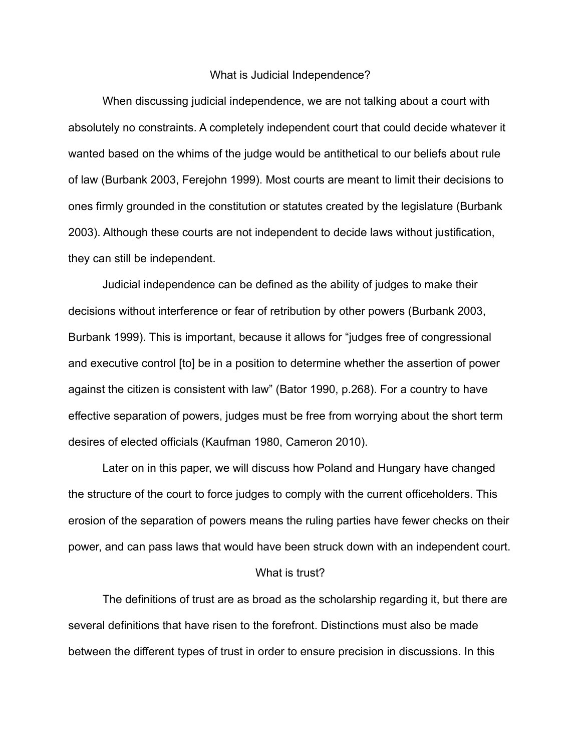## What is Judicial Independence?

When discussing judicial independence, we are not talking about a court with absolutely no constraints. A completely independent court that could decide whatever it wanted based on the whims of the judge would be antithetical to our beliefs about rule of law (Burbank 2003, Ferejohn 1999). Most courts are meant to limit their decisions to ones firmly grounded in the constitution or statutes created by the legislature (Burbank 2003). Although these courts are not independent to decide laws without justification, they can still be independent.

Judicial independence can be defined as the ability of judges to make their decisions without interference or fear of retribution by other powers (Burbank 2003, Burbank 1999). This is important, because it allows for "judges free of congressional and executive control [to] be in a position to determine whether the assertion of power against the citizen is consistent with law" (Bator 1990, p.268). For a country to have effective separation of powers, judges must be free from worrying about the short term desires of elected officials (Kaufman 1980, Cameron 2010).

Later on in this paper, we will discuss how Poland and Hungary have changed the structure of the court to force judges to comply with the current officeholders. This erosion of the separation of powers means the ruling parties have fewer checks on their power, and can pass laws that would have been struck down with an independent court.

## What is trust?

The definitions of trust are as broad as the scholarship regarding it, but there are several definitions that have risen to the forefront. Distinctions must also be made between the different types of trust in order to ensure precision in discussions. In this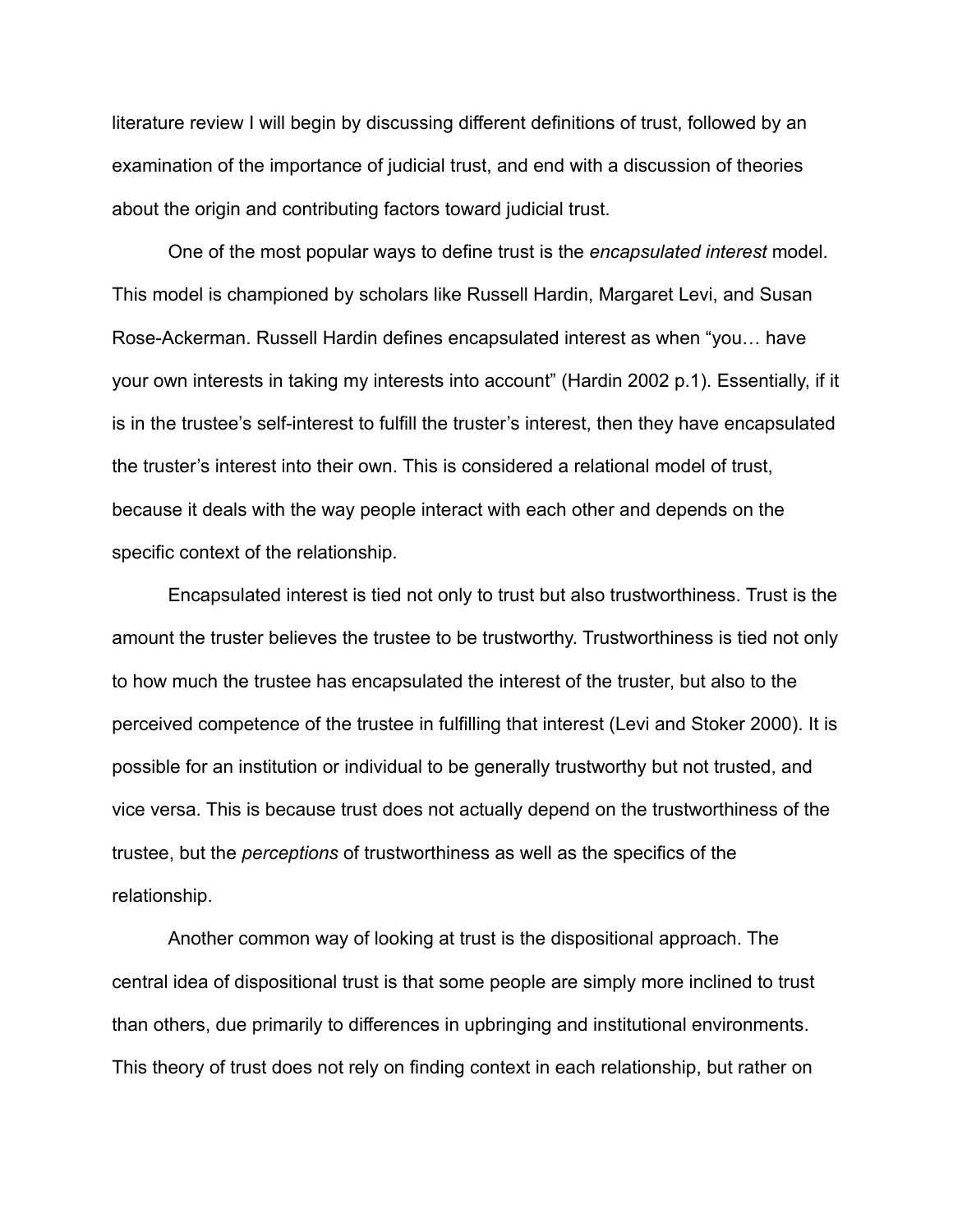literature review I will begin by discussing different definitions of trust, followed by an examination of the importance of judicial trust, and end with a discussion of theories about the origin and contributing factors toward judicial trust.

One of the most popular ways to define trust is the *encapsulated interest* model. This model is championed by scholars like Russell Hardin, Margaret Levi, and Susan Rose-Ackerman. Russell Hardin defines encapsulated interest as when "you… have your own interests in taking my interests into account" (Hardin 2002 p.1). Essentially, if it is in the trustee's self-interest to fulfill the truster's interest, then they have encapsulated the truster's interest into their own. This is considered a relational model of trust, because it deals with the way people interact with each other and depends on the specific context of the relationship.

Encapsulated interest is tied not only to trust but also trustworthiness. Trust is the amount the truster believes the trustee to be trustworthy. Trustworthiness is tied not only to how much the trustee has encapsulated the interest of the truster, but also to the perceived competence of the trustee in fulfilling that interest (Levi and Stoker 2000). It is possible for an institution or individual to be generally trustworthy but not trusted, and vice versa. This is because trust does not actually depend on the trustworthiness of the trustee, but the *perceptions* of trustworthiness as well as the specifics of the relationship.

Another common way of looking at trust is the dispositional approach. The central idea of dispositional trust is that some people are simply more inclined to trust than others, due primarily to differences in upbringing and institutional environments. This theory of trust does not rely on finding context in each relationship, but rather on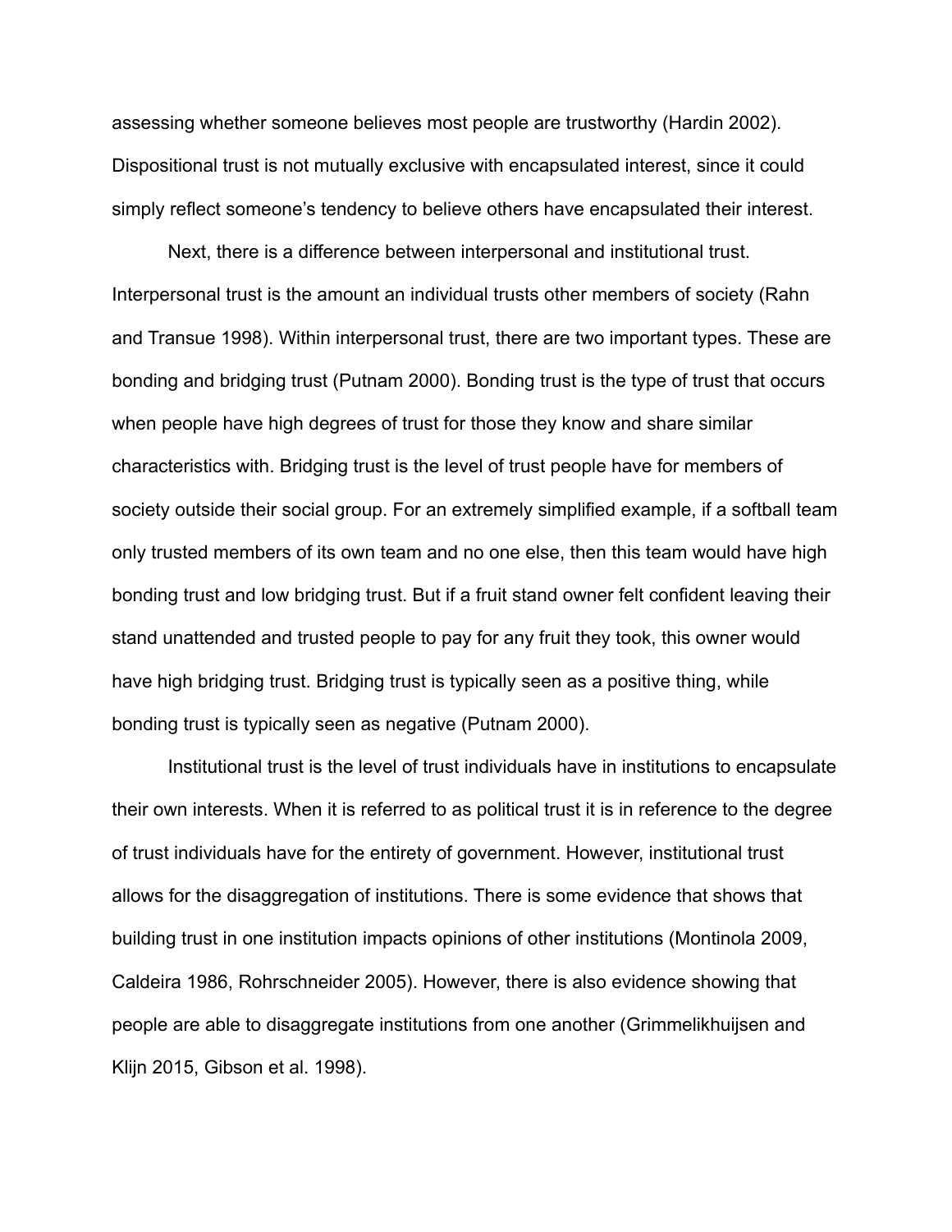assessing whether someone believes most people are trustworthy (Hardin 2002). Dispositional trust is not mutually exclusive with encapsulated interest, since it could simply reflect someone's tendency to believe others have encapsulated their interest.

Next, there is a difference between interpersonal and institutional trust. Interpersonal trust is the amount an individual trusts other members of society (Rahn and Transue 1998). Within interpersonal trust, there are two important types. These are bonding and bridging trust (Putnam 2000). Bonding trust is the type of trust that occurs when people have high degrees of trust for those they know and share similar characteristics with. Bridging trust is the level of trust people have for members of society outside their social group. For an extremely simplified example, if a softball team only trusted members of its own team and no one else, then this team would have high bonding trust and low bridging trust. But if a fruit stand owner felt confident leaving their stand unattended and trusted people to pay for any fruit they took, this owner would have high bridging trust. Bridging trust is typically seen as a positive thing, while bonding trust is typically seen as negative (Putnam 2000).

Institutional trust is the level of trust individuals have in institutions to encapsulate their own interests. When it is referred to as political trust it is in reference to the degree of trust individuals have for the entirety of government. However, institutional trust allows for the disaggregation of institutions. There is some evidence that shows that building trust in one institution impacts opinions of other institutions (Montinola 2009, Caldeira 1986, Rohrschneider 2005). However, there is also evidence showing that people are able to disaggregate institutions from one another (Grimmelikhuijsen and Klijn 2015, Gibson et al. 1998).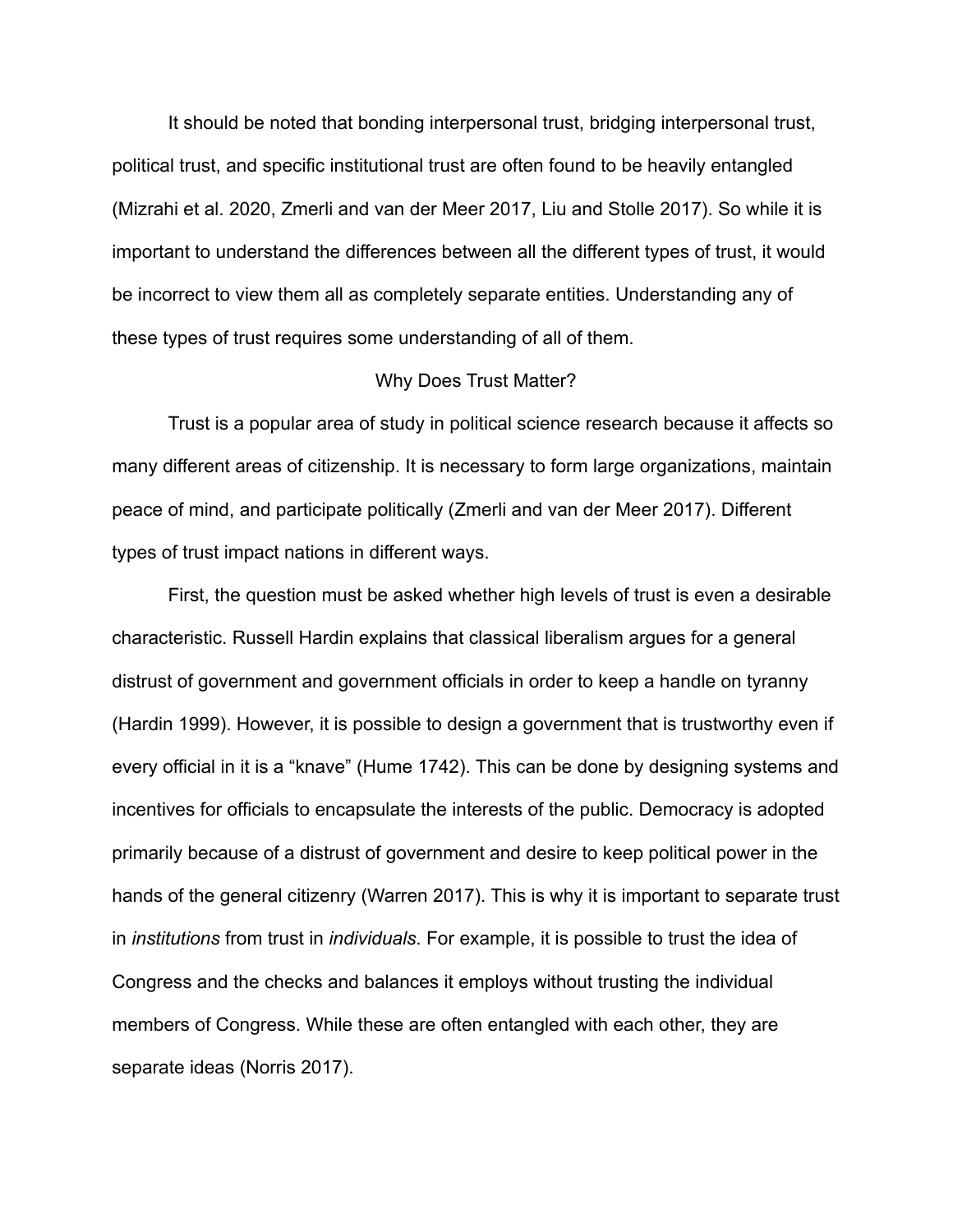It should be noted that bonding interpersonal trust, bridging interpersonal trust, political trust, and specific institutional trust are often found to be heavily entangled (Mizrahi et al. 2020, Zmerli and van der Meer 2017, Liu and Stolle 2017). So while it is important to understand the differences between all the different types of trust, it would be incorrect to view them all as completely separate entities. Understanding any of these types of trust requires some understanding of all of them.

## Why Does Trust Matter?

Trust is a popular area of study in political science research because it affects so many different areas of citizenship. It is necessary to form large organizations, maintain peace of mind, and participate politically (Zmerli and van der Meer 2017). Different types of trust impact nations in different ways.

First, the question must be asked whether high levels of trust is even a desirable characteristic. Russell Hardin explains that classical liberalism argues for a general distrust of government and government officials in order to keep a handle on tyranny (Hardin 1999). However, it is possible to design a government that is trustworthy even if every official in it is a "knave" (Hume 1742). This can be done by designing systems and incentives for officials to encapsulate the interests of the public. Democracy is adopted primarily because of a distrust of government and desire to keep political power in the hands of the general citizenry (Warren 2017). This is why it is important to separate trust in *institutions* from trust in *individuals*. For example, it is possible to trust the idea of Congress and the checks and balances it employs without trusting the individual members of Congress. While these are often entangled with each other, they are separate ideas (Norris 2017).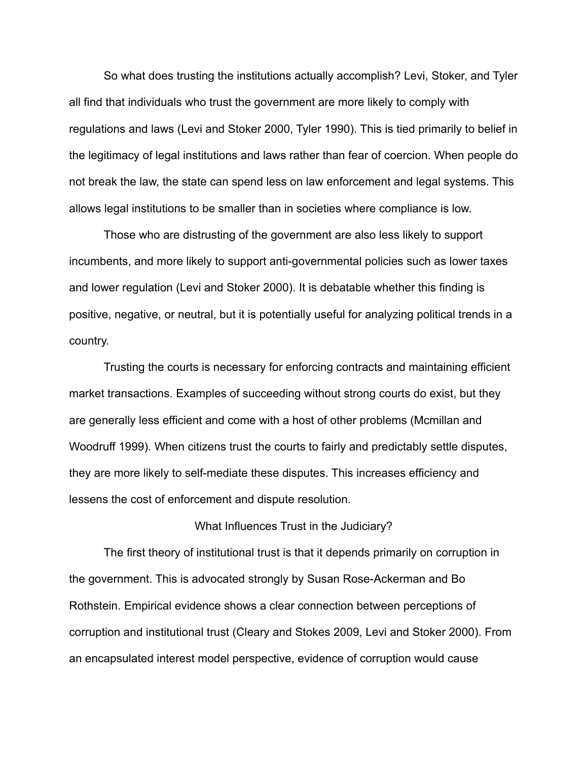So what does trusting the institutions actually accomplish? Levi, Stoker, and Tyler all find that individuals who trust the government are more likely to comply with regulations and laws (Levi and Stoker 2000, Tyler 1990). This is tied primarily to belief in the legitimacy of legal institutions and laws rather than fear of coercion. When people do not break the law, the state can spend less on law enforcement and legal systems. This allows legal institutions to be smaller than in societies where compliance is low.

Those who are distrusting of the government are also less likely to support incumbents, and more likely to support anti-governmental policies such as lower taxes and lower regulation (Levi and Stoker 2000). It is debatable whether this finding is positive, negative, or neutral, but it is potentially useful for analyzing political trends in a country.

Trusting the courts is necessary for enforcing contracts and maintaining efficient market transactions. Examples of succeeding without strong courts do exist, but they are generally less efficient and come with a host of other problems (Mcmillan and Woodruff 1999). When citizens trust the courts to fairly and predictably settle disputes, they are more likely to self-mediate these disputes. This increases efficiency and lessens the cost of enforcement and dispute resolution.

## What Influences Trust in the Judiciary?

The first theory of institutional trust is that it depends primarily on corruption in the government. This is advocated strongly by Susan Rose-Ackerman and Bo Rothstein. Empirical evidence shows a clear connection between perceptions of corruption and institutional trust (Cleary and Stokes 2009, Levi and Stoker 2000). From an encapsulated interest model perspective, evidence of corruption would cause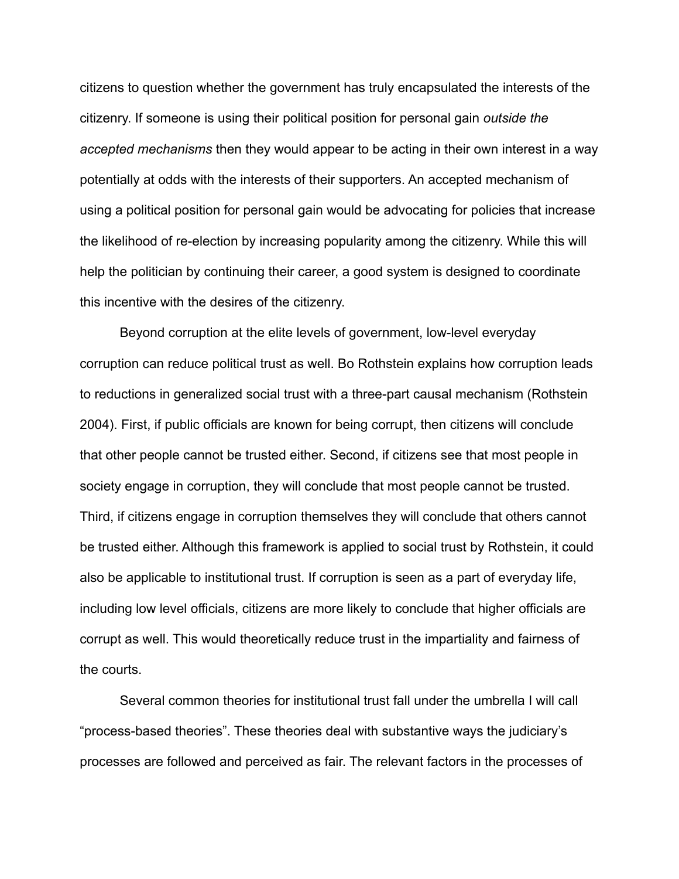citizens to question whether the government has truly encapsulated the interests of the citizenry. If someone is using their political position for personal gain *outside the accepted mechanisms* then they would appear to be acting in their own interest in a way potentially at odds with the interests of their supporters. An accepted mechanism of using a political position for personal gain would be advocating for policies that increase the likelihood of re-election by increasing popularity among the citizenry. While this will help the politician by continuing their career, a good system is designed to coordinate this incentive with the desires of the citizenry.

Beyond corruption at the elite levels of government, low-level everyday corruption can reduce political trust as well. Bo Rothstein explains how corruption leads to reductions in generalized social trust with a three-part causal mechanism (Rothstein 2004). First, if public officials are known for being corrupt, then citizens will conclude that other people cannot be trusted either. Second, if citizens see that most people in society engage in corruption, they will conclude that most people cannot be trusted. Third, if citizens engage in corruption themselves they will conclude that others cannot be trusted either. Although this framework is applied to social trust by Rothstein, it could also be applicable to institutional trust. If corruption is seen as a part of everyday life, including low level officials, citizens are more likely to conclude that higher officials are corrupt as well. This would theoretically reduce trust in the impartiality and fairness of the courts.

Several common theories for institutional trust fall under the umbrella I will call "process-based theories". These theories deal with substantive ways the judiciary's processes are followed and perceived as fair. The relevant factors in the processes of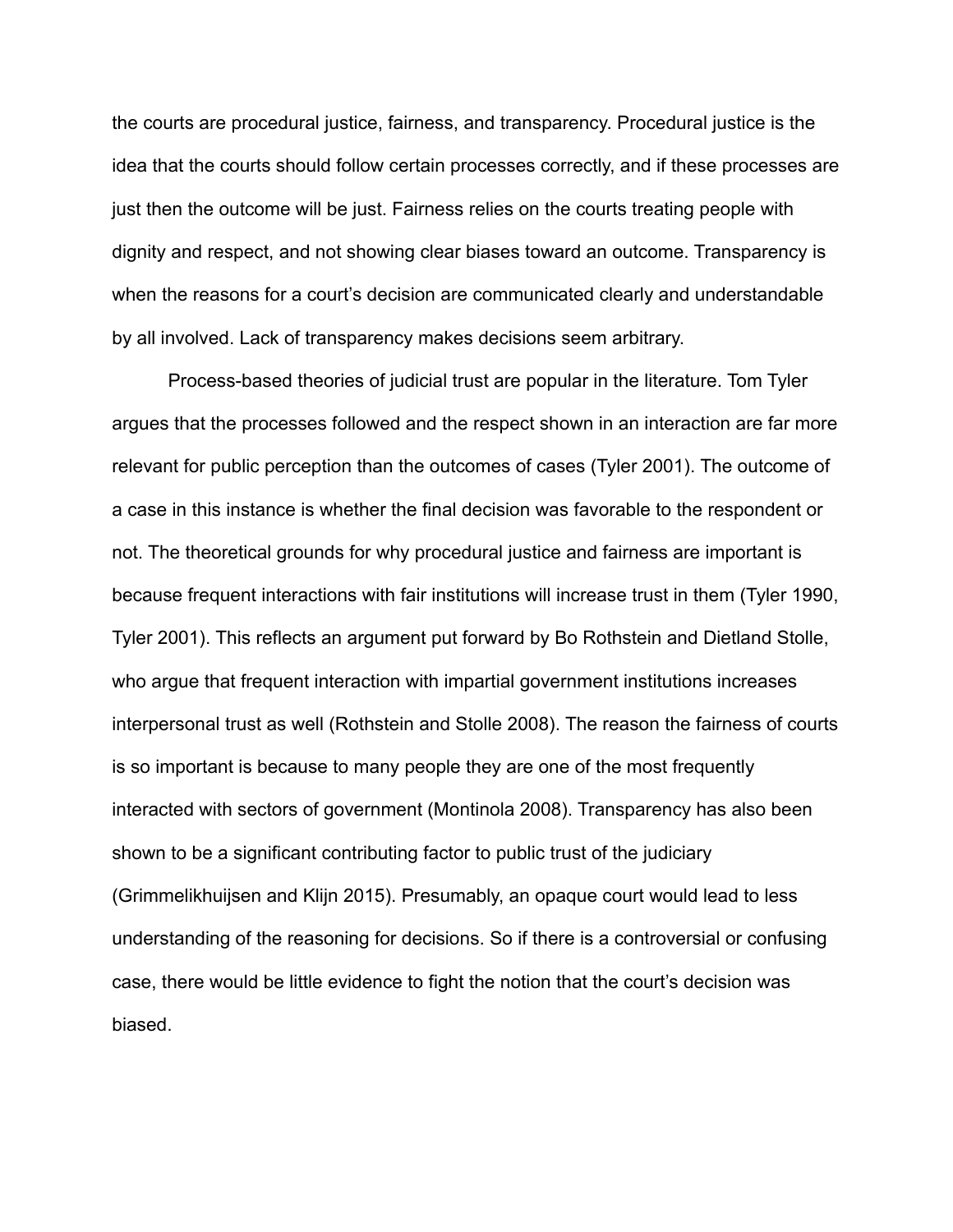the courts are procedural justice, fairness, and transparency. Procedural justice is the idea that the courts should follow certain processes correctly, and if these processes are just then the outcome will be just. Fairness relies on the courts treating people with dignity and respect, and not showing clear biases toward an outcome. Transparency is when the reasons for a court's decision are communicated clearly and understandable by all involved. Lack of transparency makes decisions seem arbitrary.

Process-based theories of judicial trust are popular in the literature. Tom Tyler argues that the processes followed and the respect shown in an interaction are far more relevant for public perception than the outcomes of cases (Tyler 2001). The outcome of a case in this instance is whether the final decision was favorable to the respondent or not. The theoretical grounds for why procedural justice and fairness are important is because frequent interactions with fair institutions will increase trust in them (Tyler 1990, Tyler 2001). This reflects an argument put forward by Bo Rothstein and Dietland Stolle, who argue that frequent interaction with impartial government institutions increases interpersonal trust as well (Rothstein and Stolle 2008). The reason the fairness of courts is so important is because to many people they are one of the most frequently interacted with sectors of government (Montinola 2008). Transparency has also been shown to be a significant contributing factor to public trust of the judiciary (Grimmelikhuijsen and Klijn 2015). Presumably, an opaque court would lead to less understanding of the reasoning for decisions. So if there is a controversial or confusing case, there would be little evidence to fight the notion that the court's decision was biased.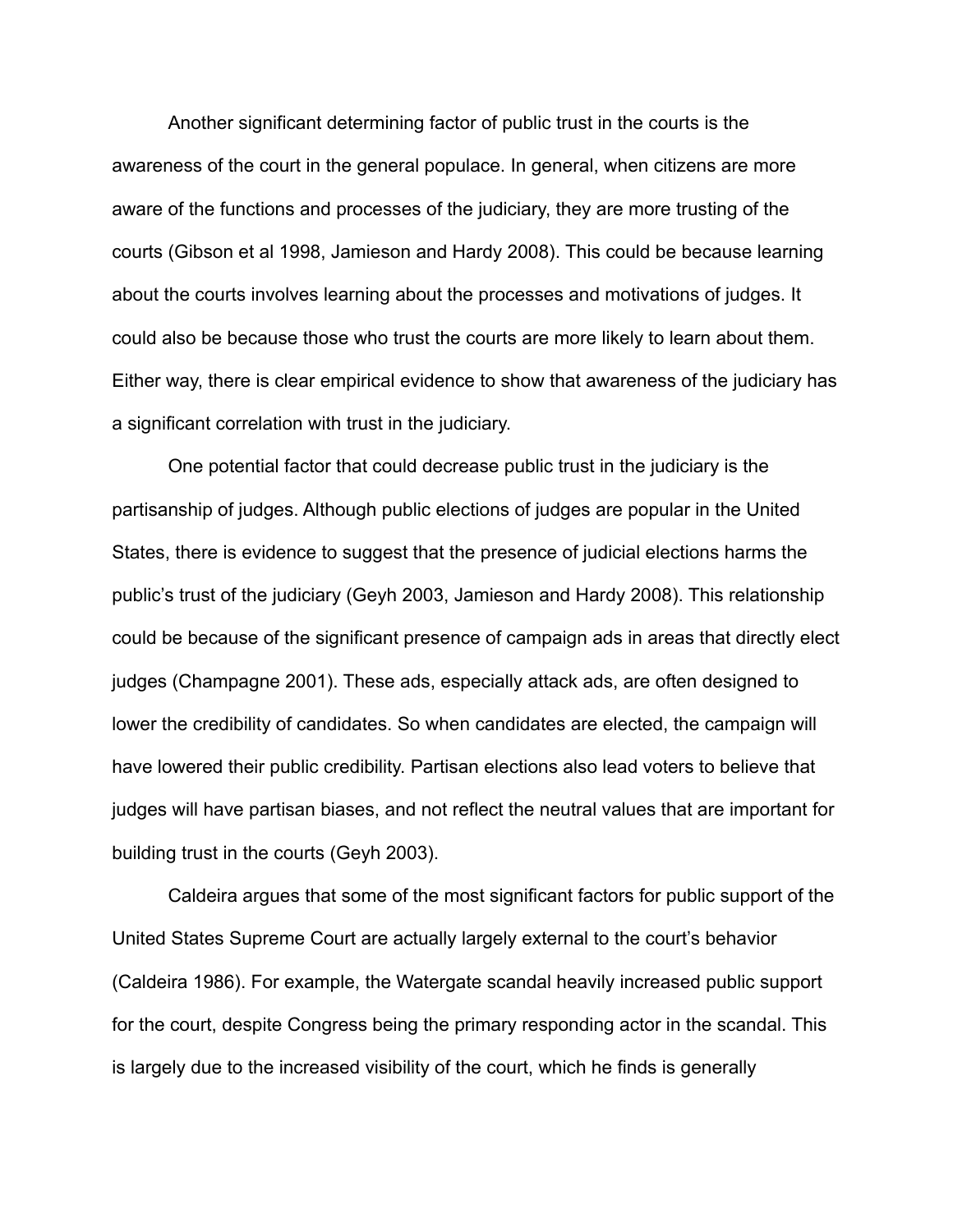Another significant determining factor of public trust in the courts is the awareness of the court in the general populace. In general, when citizens are more aware of the functions and processes of the judiciary, they are more trusting of the courts (Gibson et al 1998, Jamieson and Hardy 2008). This could be because learning about the courts involves learning about the processes and motivations of judges. It could also be because those who trust the courts are more likely to learn about them. Either way, there is clear empirical evidence to show that awareness of the judiciary has a significant correlation with trust in the judiciary.

One potential factor that could decrease public trust in the judiciary is the partisanship of judges. Although public elections of judges are popular in the United States, there is evidence to suggest that the presence of judicial elections harms the public's trust of the judiciary (Geyh 2003, Jamieson and Hardy 2008). This relationship could be because of the significant presence of campaign ads in areas that directly elect judges (Champagne 2001). These ads, especially attack ads, are often designed to lower the credibility of candidates. So when candidates are elected, the campaign will have lowered their public credibility. Partisan elections also lead voters to believe that judges will have partisan biases, and not reflect the neutral values that are important for building trust in the courts (Geyh 2003).

Caldeira argues that some of the most significant factors for public support of the United States Supreme Court are actually largely external to the court's behavior (Caldeira 1986). For example, the Watergate scandal heavily increased public support for the court, despite Congress being the primary responding actor in the scandal. This is largely due to the increased visibility of the court, which he finds is generally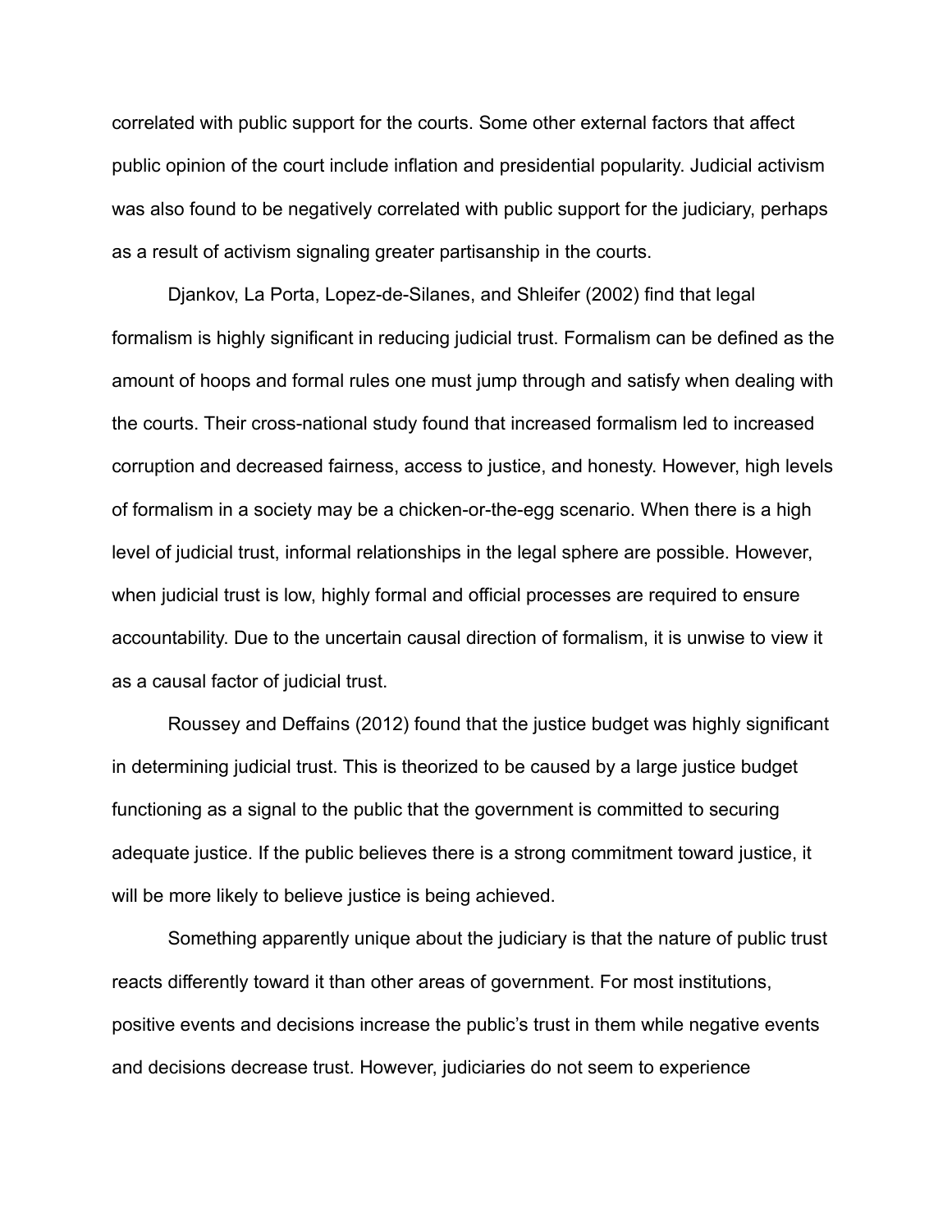correlated with public support for the courts. Some other external factors that affect public opinion of the court include inflation and presidential popularity. Judicial activism was also found to be negatively correlated with public support for the judiciary, perhaps as a result of activism signaling greater partisanship in the courts.

Djankov, La Porta, Lopez-de-Silanes, and Shleifer (2002) find that legal formalism is highly significant in reducing judicial trust. Formalism can be defined as the amount of hoops and formal rules one must jump through and satisfy when dealing with the courts. Their cross-national study found that increased formalism led to increased corruption and decreased fairness, access to justice, and honesty. However, high levels of formalism in a society may be a chicken-or-the-egg scenario. When there is a high level of judicial trust, informal relationships in the legal sphere are possible. However, when judicial trust is low, highly formal and official processes are required to ensure accountability. Due to the uncertain causal direction of formalism, it is unwise to view it as a causal factor of judicial trust.

Roussey and Deffains (2012) found that the justice budget was highly significant in determining judicial trust. This is theorized to be caused by a large justice budget functioning as a signal to the public that the government is committed to securing adequate justice. If the public believes there is a strong commitment toward justice, it will be more likely to believe justice is being achieved.

Something apparently unique about the judiciary is that the nature of public trust reacts differently toward it than other areas of government. For most institutions, positive events and decisions increase the public's trust in them while negative events and decisions decrease trust. However, judiciaries do not seem to experience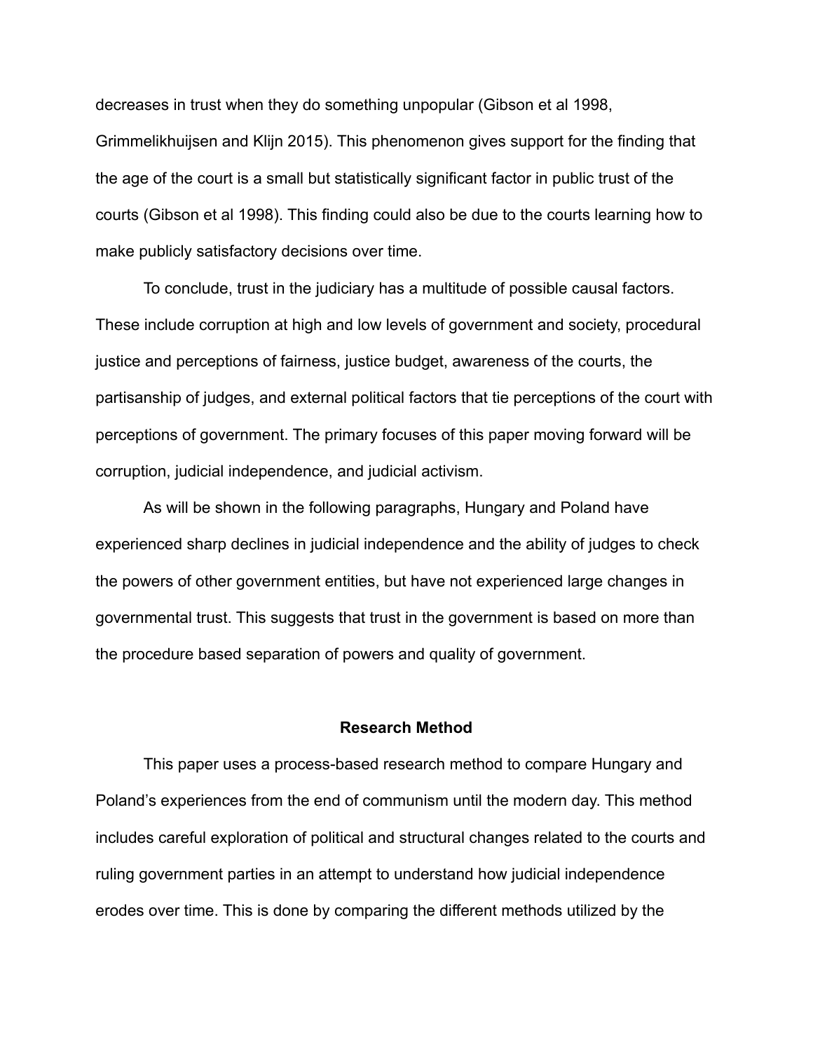decreases in trust when they do something unpopular (Gibson et al 1998, Grimmelikhuijsen and Klijn 2015). This phenomenon gives support for the finding that the age of the court is a small but statistically significant factor in public trust of the courts (Gibson et al 1998). This finding could also be due to the courts learning how to make publicly satisfactory decisions over time.

To conclude, trust in the judiciary has a multitude of possible causal factors. These include corruption at high and low levels of government and society, procedural justice and perceptions of fairness, justice budget, awareness of the courts, the partisanship of judges, and external political factors that tie perceptions of the court with perceptions of government. The primary focuses of this paper moving forward will be corruption, judicial independence, and judicial activism.

As will be shown in the following paragraphs, Hungary and Poland have experienced sharp declines in judicial independence and the ability of judges to check the powers of other government entities, but have not experienced large changes in governmental trust. This suggests that trust in the government is based on more than the procedure based separation of powers and quality of government.

## Research Method

This paper uses a process-based research method to compare Hungary and Poland's experiences from the end of communism until the modern day. This method includes careful exploration of political and structural changes related to the courts and ruling government parties in an attempt to understand how judicial independence erodes over time. This is done by comparing the different methods utilized by the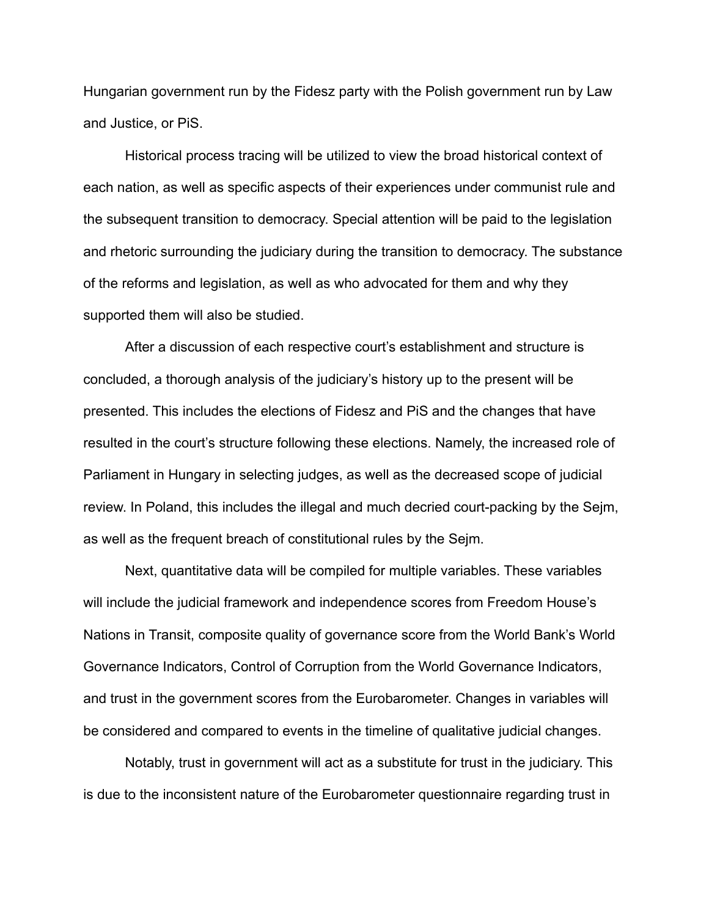Hungarian government run by the Fidesz party with the Polish government run by Law and Justice, or PiS.

Historical process tracing will be utilized to view the broad historical context of each nation, as well as specific aspects of their experiences under communist rule and the subsequent transition to democracy. Special attention will be paid to the legislation and rhetoric surrounding the judiciary during the transition to democracy. The substance of the reforms and legislation, as well as who advocated for them and why they supported them will also be studied.

After a discussion of each respective court's establishment and structure is concluded, a thorough analysis of the judiciary's history up to the present will be presented. This includes the elections of Fidesz and PiS and the changes that have resulted in the court's structure following these elections. Namely, the increased role of Parliament in Hungary in selecting judges, as well as the decreased scope of judicial review. In Poland, this includes the illegal and much decried court-packing by the Sejm, as well as the frequent breach of constitutional rules by the Sejm.

Next, quantitative data will be compiled for multiple variables. These variables will include the judicial framework and independence scores from Freedom House's Nations in Transit, composite quality of governance score from the World Bank's World Governance Indicators, Control of Corruption from the World Governance Indicators, and trust in the government scores from the Eurobarometer. Changes in variables will be considered and compared to events in the timeline of qualitative judicial changes.

Notably, trust in government will act as a substitute for trust in the judiciary. This is due to the inconsistent nature of the Eurobarometer questionnaire regarding trust in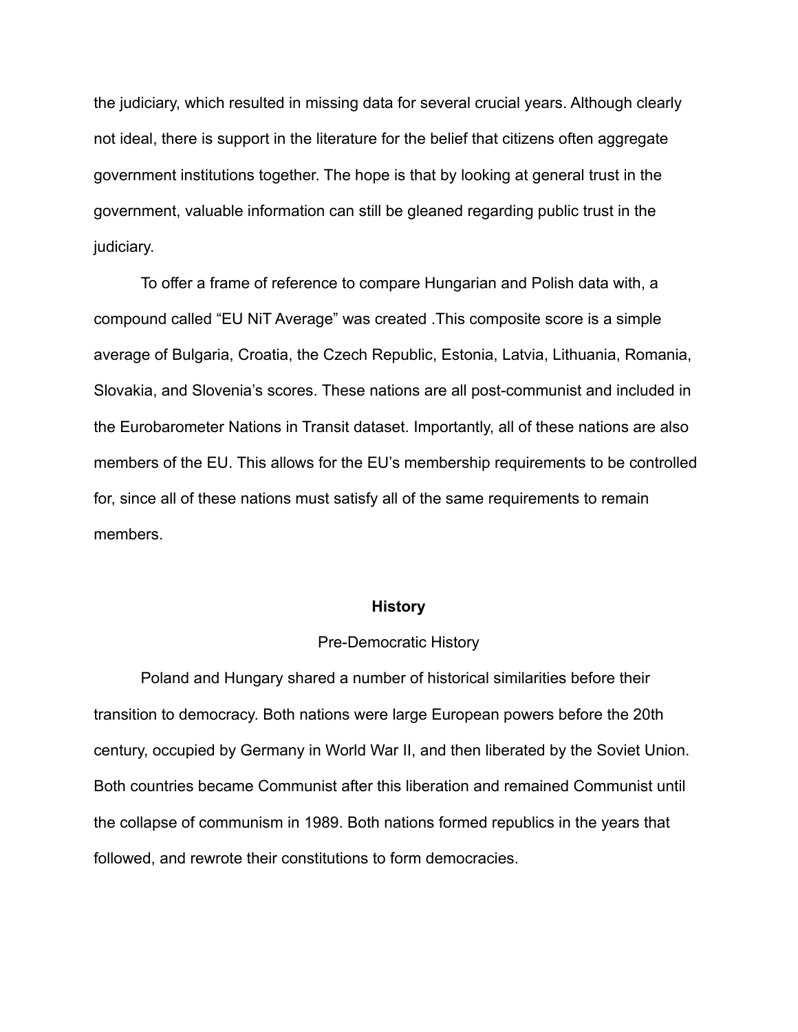the judiciary, which resulted in missing data for several crucial years. Although clearly not ideal, there is support in the literature for the belief that citizens often aggregate government institutions together. The hope is that by looking at general trust in the government, valuable information can still be gleaned regarding public trust in the judiciary.

To offer a frame of reference to compare Hungarian and Polish data with, a compound called "EU NiT Average" was created .This composite score is a simple average of Bulgaria, Croatia, the Czech Republic, Estonia, Latvia, Lithuania, Romania, Slovakia, and Slovenia's scores. These nations are all post-communist and included in the Eurobarometer Nations in Transit dataset. Importantly, all of these nations are also members of the EU. This allows for the EU's membership requirements to be controlled for, since all of these nations must satisfy all of the same requirements to remain members.

## History

### Pre-Democratic History

Poland and Hungary shared a number of historical similarities before their transition to democracy. Both nations were large European powers before the 20th century, occupied by Germany in World War II, and then liberated by the Soviet Union. Both countries became Communist after this liberation and remained Communist until the collapse of communism in 1989. Both nations formed republics in the years that followed, and rewrote their constitutions to form democracies.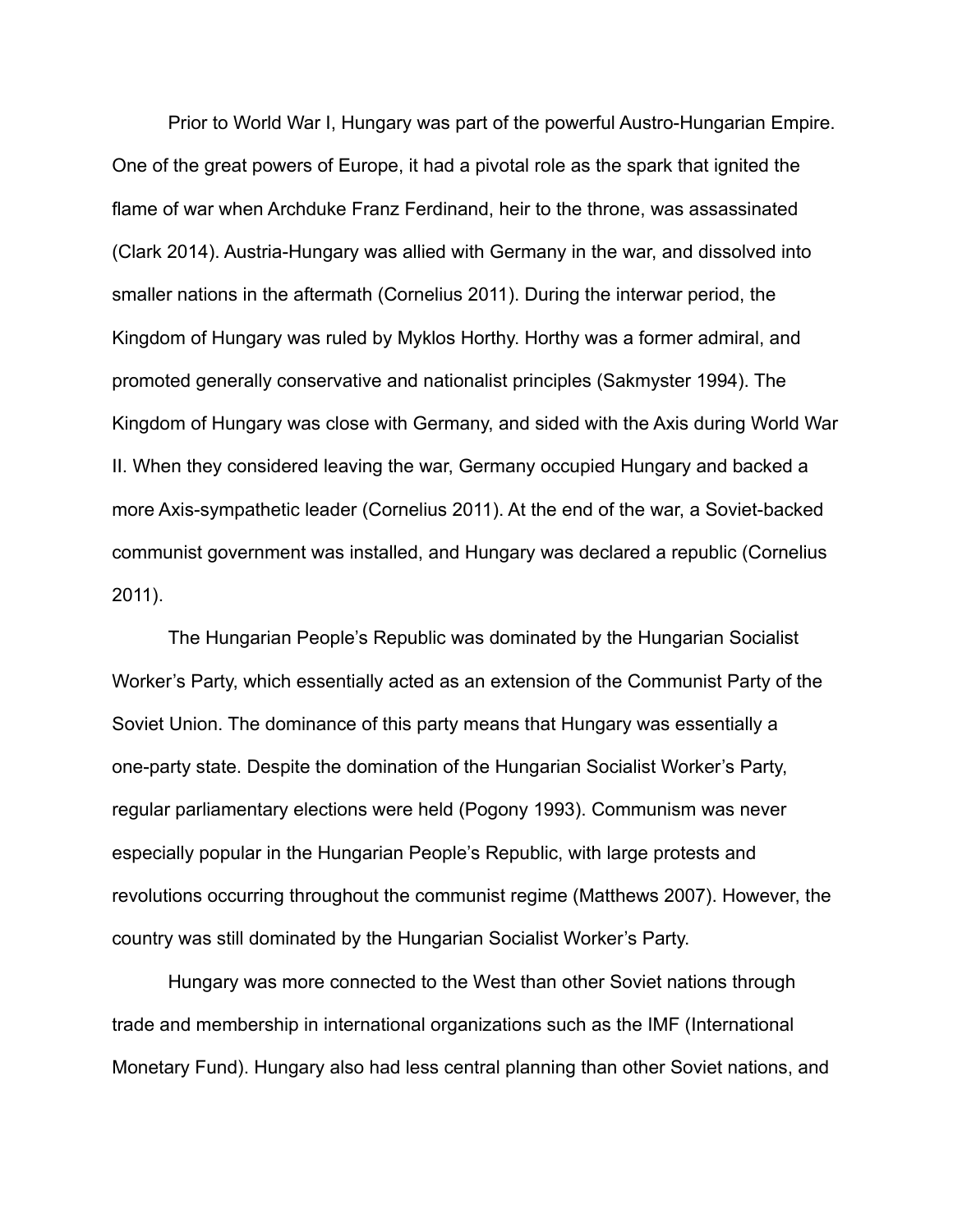Prior to World War I, Hungary was part of the powerful Austro-Hungarian Empire. One of the great powers of Europe, it had a pivotal role as the spark that ignited the flame of war when Archduke Franz Ferdinand, heir to the throne, was assassinated (Clark 2014). Austria-Hungary was allied with Germany in the war, and dissolved into smaller nations in the aftermath (Cornelius 2011). During the interwar period, the Kingdom of Hungary was ruled by Myklos Horthy. Horthy was a former admiral, and promoted generally conservative and nationalist principles (Sakmyster 1994). The Kingdom of Hungary was close with Germany, and sided with the Axis during World War II. When they considered leaving the war, Germany occupied Hungary and backed a more Axis-sympathetic leader (Cornelius 2011). At the end of the war, a Soviet-backed communist government was installed, and Hungary was declared a republic (Cornelius 2011).

The Hungarian People's Republic was dominated by the Hungarian Socialist Worker's Party, which essentially acted as an extension of the Communist Party of the Soviet Union. The dominance of this party means that Hungary was essentially a one-party state. Despite the domination of the Hungarian Socialist Worker's Party, regular parliamentary elections were held (Pogony 1993). Communism was never especially popular in the Hungarian People's Republic, with large protests and revolutions occurring throughout the communist regime (Matthews 2007). However, the country was still dominated by the Hungarian Socialist Worker's Party.

Hungary was more connected to the West than other Soviet nations through trade and membership in international organizations such as the IMF (International Monetary Fund). Hungary also had less central planning than other Soviet nations, and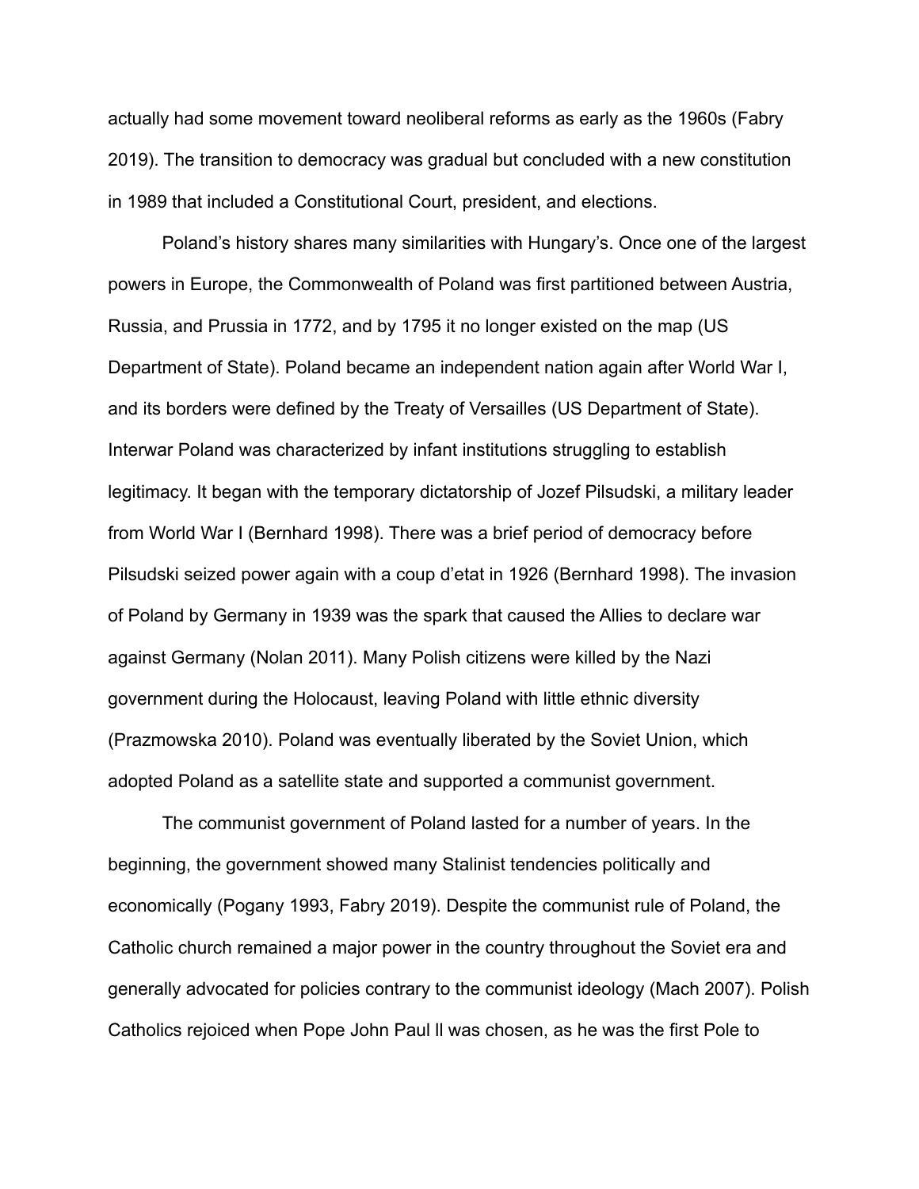actually had some movement toward neoliberal reforms as early as the 1960s (Fabry 2019). The transition to democracy was gradual but concluded with a new constitution in 1989 that included a Constitutional Court, president, and elections.

Poland's history shares many similarities with Hungary's. Once one of the largest powers in Europe, the Commonwealth of Poland was first partitioned between Austria, Russia, and Prussia in 1772, and by 1795 it no longer existed on the map (US Department of State). Poland became an independent nation again after World War I, and its borders were defined by the Treaty of Versailles (US Department of State). Interwar Poland was characterized by infant institutions struggling to establish legitimacy. It began with the temporary dictatorship of Jozef Pilsudski, a military leader from World War I (Bernhard 1998). There was a brief period of democracy before Pilsudski seized power again with a coup d'etat in 1926 (Bernhard 1998). The invasion of Poland by Germany in 1939 was the spark that caused the Allies to declare war against Germany (Nolan 2011). Many Polish citizens were killed by the Nazi government during the Holocaust, leaving Poland with little ethnic diversity (Prazmowska 2010). Poland was eventually liberated by the Soviet Union, which adopted Poland as a satellite state and supported a communist government.

The communist government of Poland lasted for a number of years. In the beginning, the government showed many Stalinist tendencies politically and economically (Pogany 1993, Fabry 2019). Despite the communist rule of Poland, the Catholic church remained a major power in the country throughout the Soviet era and generally advocated for policies contrary to the communist ideology (Mach 2007). Polish Catholics rejoiced when Pope John Paul ll was chosen, as he was the first Pole to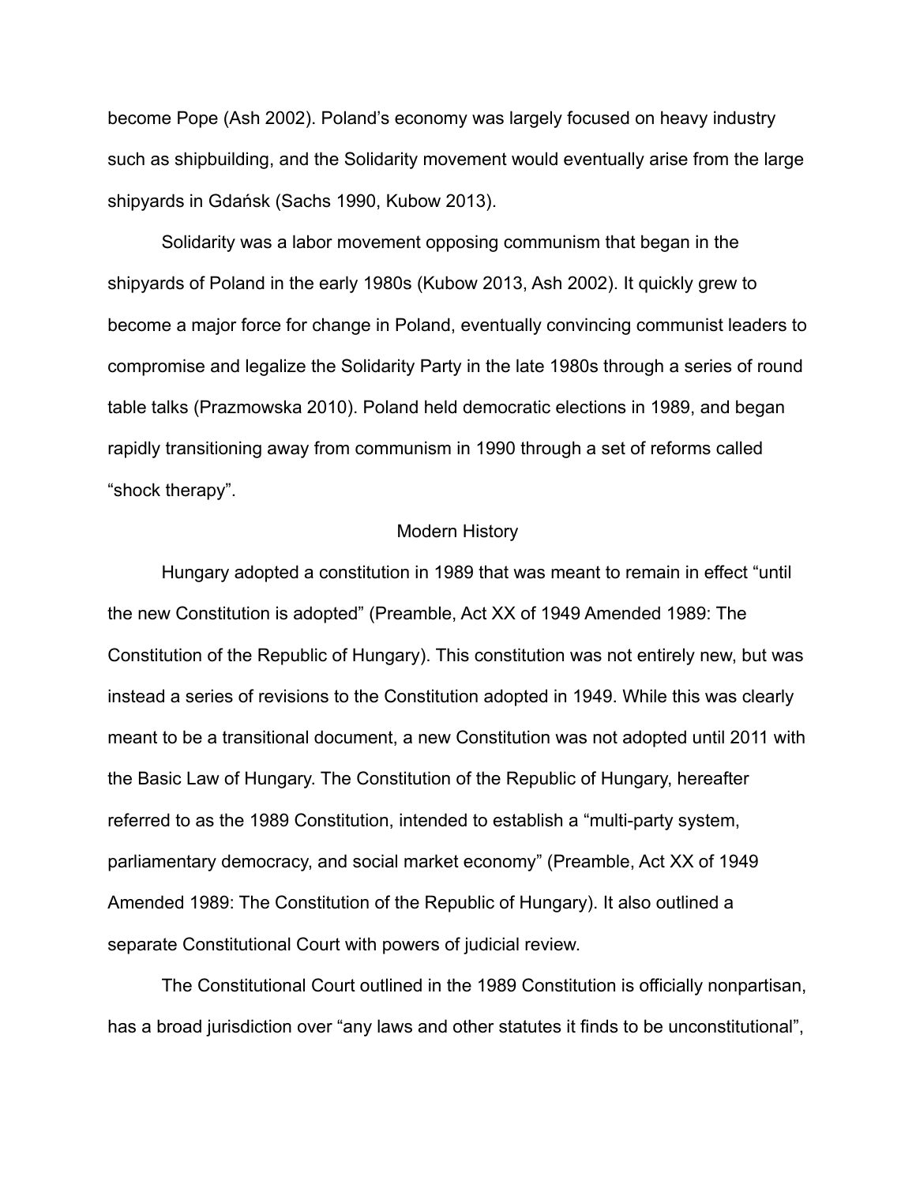become Pope (Ash 2002). Poland's economy was largely focused on heavy industry such as shipbuilding, and the Solidarity movement would eventually arise from the large shipyards in Gdańsk (Sachs 1990, Kubow 2013).

Solidarity was a labor movement opposing communism that began in the shipyards of Poland in the early 1980s (Kubow 2013, Ash 2002). It quickly grew to become a major force for change in Poland, eventually convincing communist leaders to compromise and legalize the Solidarity Party in the late 1980s through a series of round table talks (Prazmowska 2010). Poland held democratic elections in 1989, and began rapidly transitioning away from communism in 1990 through a set of reforms called "shock therapy".

## Modern History

Hungary adopted a constitution in 1989 that was meant to remain in effect "until the new Constitution is adopted" (Preamble, Act XX of 1949 Amended 1989: The Constitution of the Republic of Hungary). This constitution was not entirely new, but was instead a series of revisions to the Constitution adopted in 1949. While this was clearly meant to be a transitional document, a new Constitution was not adopted until 2011 with the Basic Law of Hungary. The Constitution of the Republic of Hungary, hereafter referred to as the 1989 Constitution, intended to establish a "multi-party system, parliamentary democracy, and social market economy" (Preamble, Act XX of 1949 Amended 1989: The Constitution of the Republic of Hungary). It also outlined a separate Constitutional Court with powers of judicial review.

The Constitutional Court outlined in the 1989 Constitution is officially nonpartisan, has a broad jurisdiction over "any laws and other statutes it finds to be unconstitutional",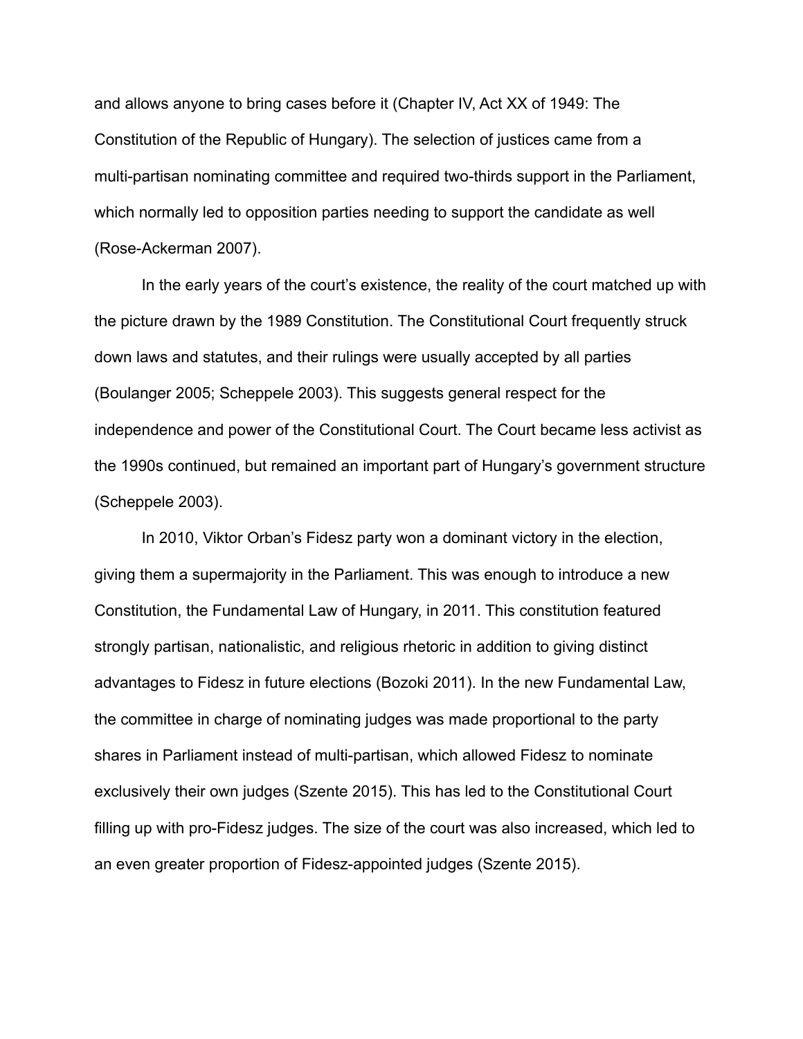and allows anyone to bring cases before it (Chapter IV, Act XX of 1949: The Constitution of the Republic of Hungary). The selection of justices came from a multi-partisan nominating committee and required two-thirds support in the Parliament, which normally led to opposition parties needing to support the candidate as well (Rose-Ackerman 2007).

In the early years of the court's existence, the reality of the court matched up with the picture drawn by the 1989 Constitution. The Constitutional Court frequently struck down laws and statutes, and their rulings were usually accepted by all parties (Boulanger 2005; Scheppele 2003). This suggests general respect for the independence and power of the Constitutional Court. The Court became less activist as the 1990s continued, but remained an important part of Hungary's government structure (Scheppele 2003).

In 2010, Viktor Orban's Fidesz party won a dominant victory in the election, giving them a supermajority in the Parliament. This was enough to introduce a new Constitution, the Fundamental Law of Hungary, in 2011. This constitution featured strongly partisan, nationalistic, and religious rhetoric in addition to giving distinct advantages to Fidesz in future elections (Bozoki 2011). In the new Fundamental Law, the committee in charge of nominating judges was made proportional to the party shares in Parliament instead of multi-partisan, which allowed Fidesz to nominate exclusively their own judges (Szente 2015). This has led to the Constitutional Court filling up with pro-Fidesz judges. The size of the court was also increased, which led to an even greater proportion of Fidesz-appointed judges (Szente 2015).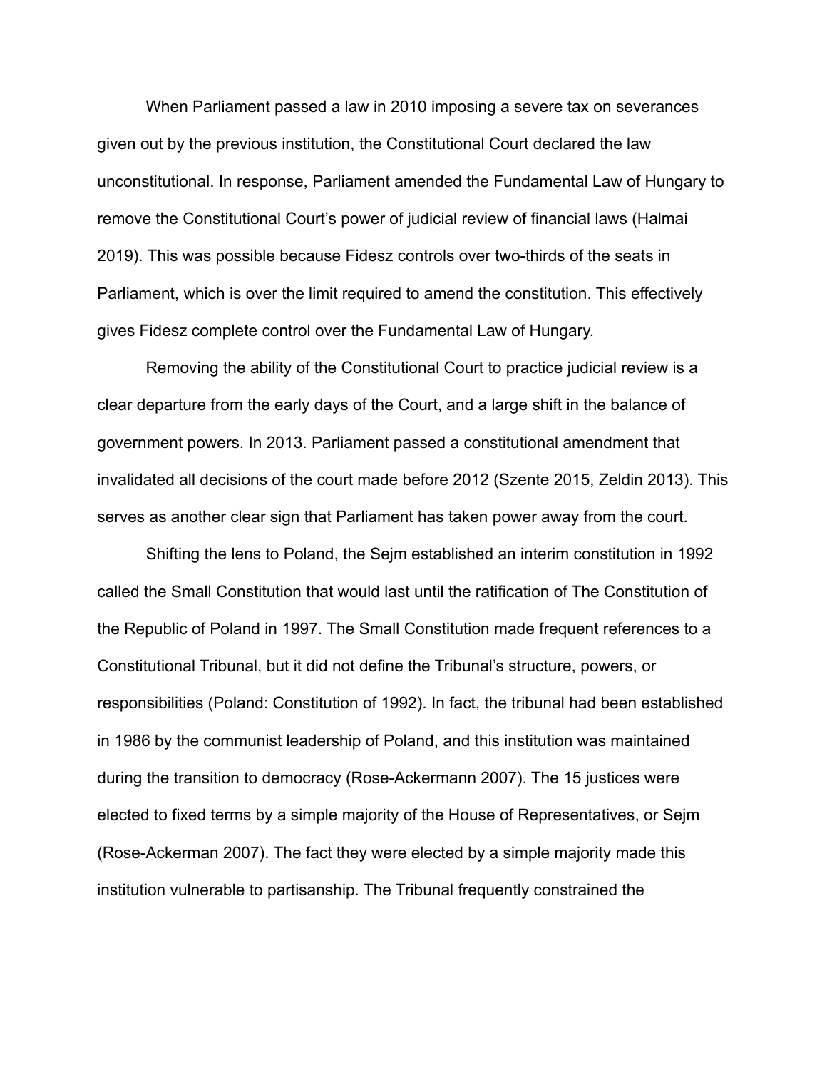When Parliament passed a law in 2010 imposing a severe tax on severances given out by the previous institution, the Constitutional Court declared the law unconstitutional. In response, Parliament amended the Fundamental Law of Hungary to remove the Constitutional Court's power of judicial review of financial laws (Halmai 2019). This was possible because Fidesz controls over two-thirds of the seats in Parliament, which is over the limit required to amend the constitution. This effectively gives Fidesz complete control over the Fundamental Law of Hungary.

Removing the ability of the Constitutional Court to practice judicial review is a clear departure from the early days of the Court, and a large shift in the balance of government powers. In 2013. Parliament passed a constitutional amendment that invalidated all decisions of the court made before 2012 (Szente 2015, Zeldin 2013). This serves as another clear sign that Parliament has taken power away from the court.

Shifting the lens to Poland, the Sejm established an interim constitution in 1992 called the Small Constitution that would last until the ratification of The Constitution of the Republic of Poland in 1997. The Small Constitution made frequent references to a Constitutional Tribunal, but it did not define the Tribunal's structure, powers, or responsibilities (Poland: Constitution of 1992). In fact, the tribunal had been established in 1986 by the communist leadership of Poland, and this institution was maintained during the transition to democracy (Rose-Ackermann 2007). The 15 justices were elected to fixed terms by a simple majority of the House of Representatives, or Sejm (Rose-Ackerman 2007). The fact they were elected by a simple majority made this institution vulnerable to partisanship. The Tribunal frequently constrained the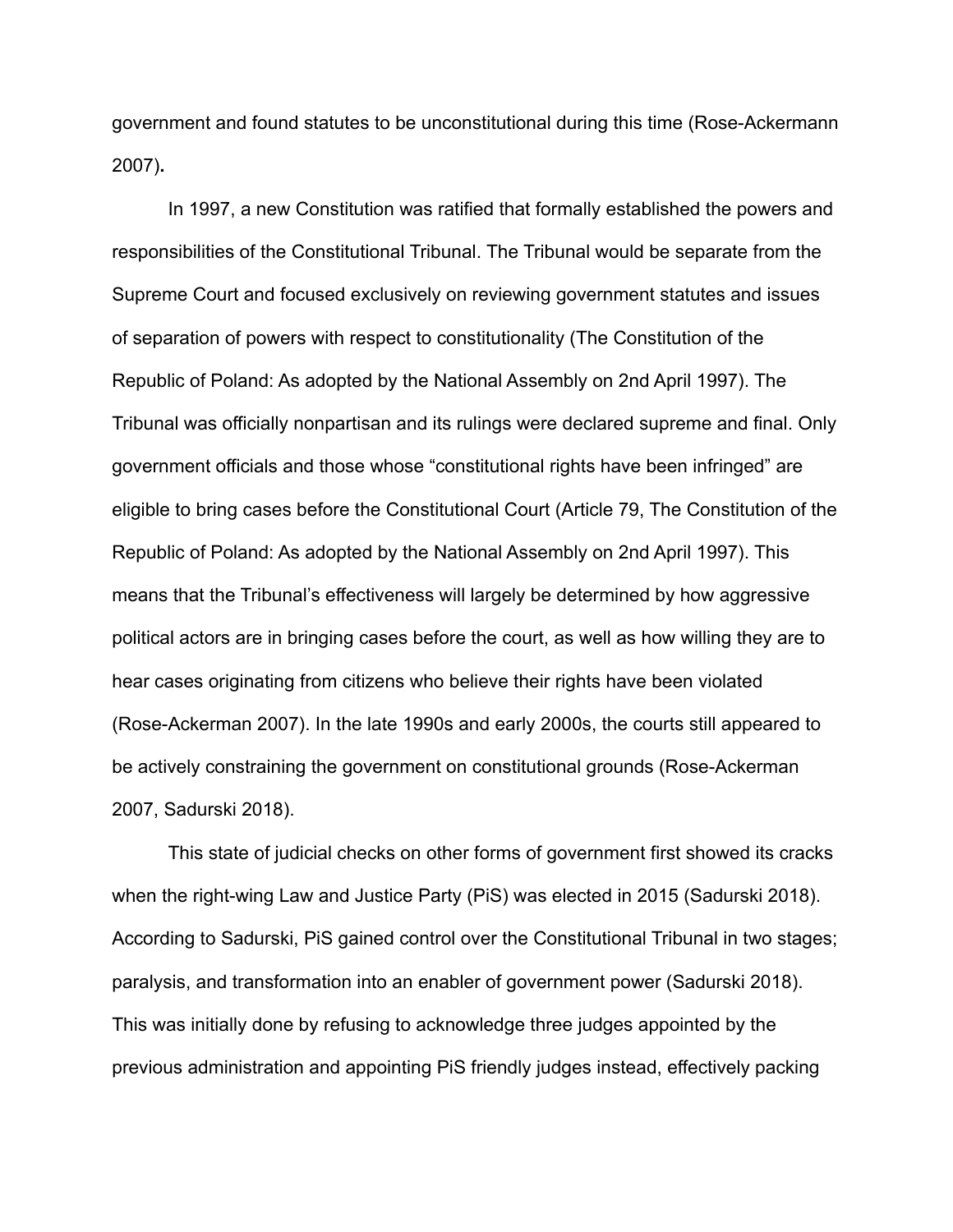government and found statutes to be unconstitutional during this time (Rose-Ackermann 2007)**.**

In 1997, a new Constitution was ratified that formally established the powers and responsibilities of the Constitutional Tribunal. The Tribunal would be separate from the Supreme Court and focused exclusively on reviewing government statutes and issues of separation of powers with respect to constitutionality (The Constitution of the Republic of Poland: As adopted by the National Assembly on 2nd April 1997). The Tribunal was officially nonpartisan and its rulings were declared supreme and final. Only government officials and those whose "constitutional rights have been infringed" are eligible to bring cases before the Constitutional Court (Article 79, The Constitution of the Republic of Poland: As adopted by the National Assembly on 2nd April 1997). This means that the Tribunal's effectiveness will largely be determined by how aggressive political actors are in bringing cases before the court, as well as how willing they are to hear cases originating from citizens who believe their rights have been violated (Rose-Ackerman 2007). In the late 1990s and early 2000s, the courts still appeared to be actively constraining the government on constitutional grounds (Rose-Ackerman 2007, Sadurski 2018).

This state of judicial checks on other forms of government first showed its cracks when the right-wing Law and Justice Party (PiS) was elected in 2015 (Sadurski 2018). According to Sadurski, PiS gained control over the Constitutional Tribunal in two stages; paralysis, and transformation into an enabler of government power (Sadurski 2018). This was initially done by refusing to acknowledge three judges appointed by the previous administration and appointing PiS friendly judges instead, effectively packing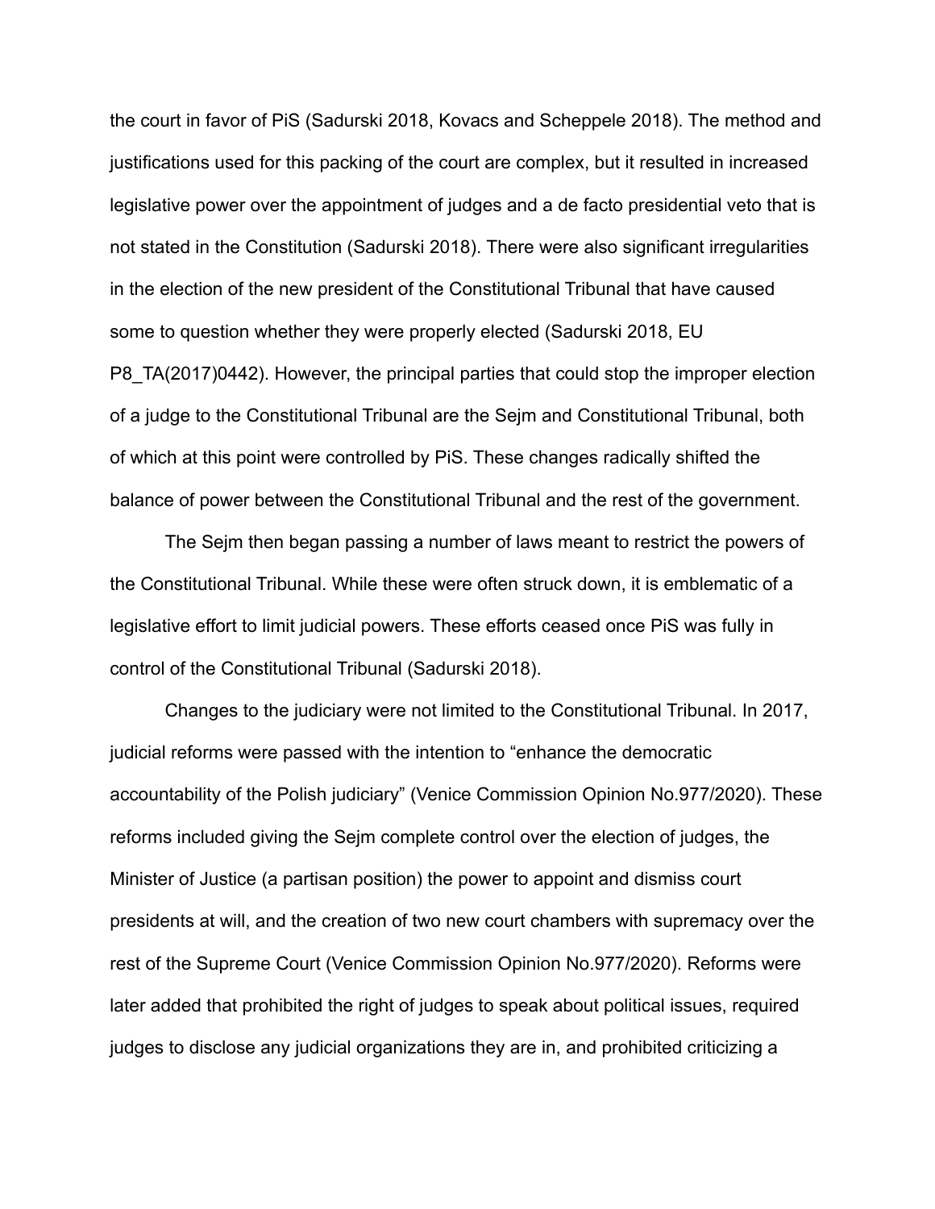the court in favor of PiS (Sadurski 2018, Kovacs and Scheppele 2018). The method and justifications used for this packing of the court are complex, but it resulted in increased legislative power over the appointment of judges and a de facto presidential veto that is not stated in the Constitution (Sadurski 2018). There were also significant irregularities in the election of the new president of the Constitutional Tribunal that have caused some to question whether they were properly elected (Sadurski 2018, EU P8_TA(2017)0442). However, the principal parties that could stop the improper election of a judge to the Constitutional Tribunal are the Sejm and Constitutional Tribunal, both of which at this point were controlled by PiS. These changes radically shifted the balance of power between the Constitutional Tribunal and the rest of the government.

The Sejm then began passing a number of laws meant to restrict the powers of the Constitutional Tribunal. While these were often struck down, it is emblematic of a legislative effort to limit judicial powers. These efforts ceased once PiS was fully in control of the Constitutional Tribunal (Sadurski 2018).

Changes to the judiciary were not limited to the Constitutional Tribunal. In 2017, judicial reforms were passed with the intention to "enhance the democratic accountability of the Polish judiciary" (Venice Commission Opinion No.977/2020). These reforms included giving the Sejm complete control over the election of judges, the Minister of Justice (a partisan position) the power to appoint and dismiss court presidents at will, and the creation of two new court chambers with supremacy over the rest of the Supreme Court (Venice Commission Opinion No.977/2020). Reforms were later added that prohibited the right of judges to speak about political issues, required judges to disclose any judicial organizations they are in, and prohibited criticizing a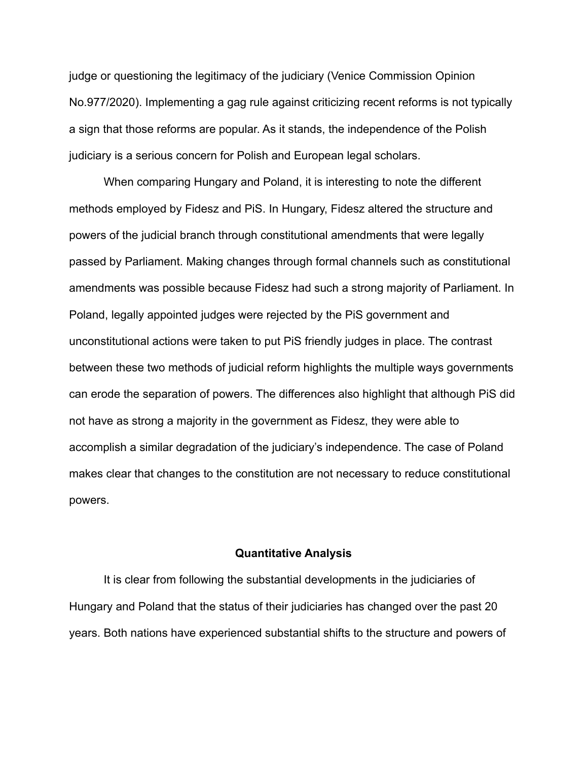judge or questioning the legitimacy of the judiciary (Venice Commission Opinion No.977/2020). Implementing a gag rule against criticizing recent reforms is not typically a sign that those reforms are popular. As it stands, the independence of the Polish judiciary is a serious concern for Polish and European legal scholars.

When comparing Hungary and Poland, it is interesting to note the different methods employed by Fidesz and PiS. In Hungary, Fidesz altered the structure and powers of the judicial branch through constitutional amendments that were legally passed by Parliament. Making changes through formal channels such as constitutional amendments was possible because Fidesz had such a strong majority of Parliament. In Poland, legally appointed judges were rejected by the PiS government and unconstitutional actions were taken to put PiS friendly judges in place. The contrast between these two methods of judicial reform highlights the multiple ways governments can erode the separation of powers. The differences also highlight that although PiS did not have as strong a majority in the government as Fidesz, they were able to accomplish a similar degradation of the judiciary's independence. The case of Poland makes clear that changes to the constitution are not necessary to reduce constitutional powers.

## Quantitative Analysis

It is clear from following the substantial developments in the judiciaries of Hungary and Poland that the status of their judiciaries has changed over the past 20 years. Both nations have experienced substantial shifts to the structure and powers of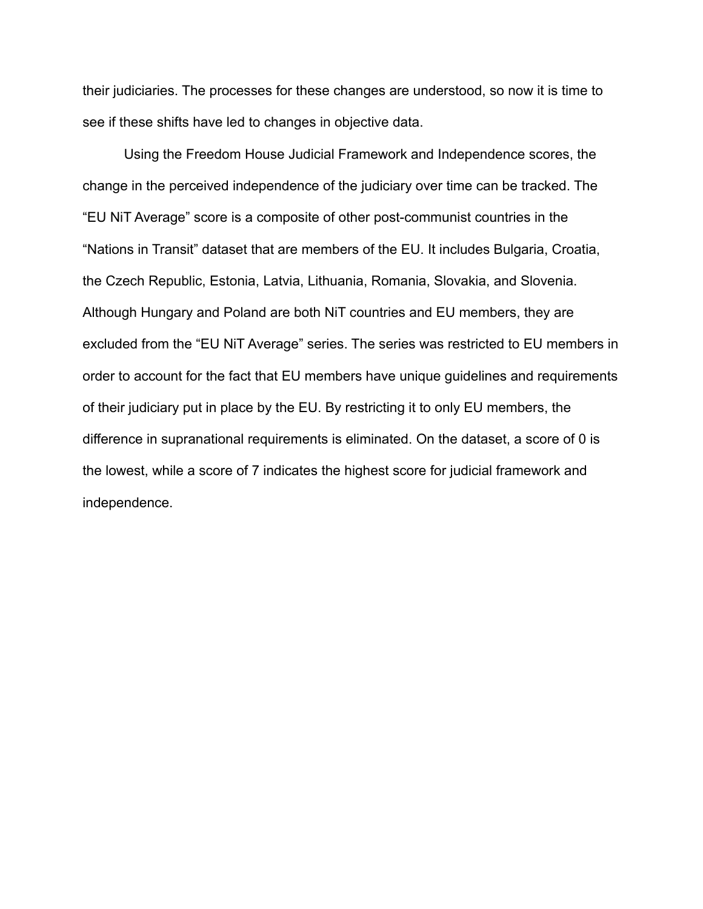their judiciaries. The processes for these changes are understood, so now it is time to see if these shifts have led to changes in objective data.

Using the Freedom House Judicial Framework and Independence scores, the change in the perceived independence of the judiciary over time can be tracked. The “EU NiT Average” score is a composite of other post-communist countries in the “Nations in Transit” dataset that are members of the EU. It includes Bulgaria, Croatia, the Czech Republic, Estonia, Latvia, Lithuania, Romania, Slovakia, and Slovenia. Although Hungary and Poland are both NiT countries and EU members, they are excluded from the “EU NiT Average” series. The series was restricted to EU members in order to account for the fact that EU members have unique guidelines and requirements of their judiciary put in place by the EU. By restricting it to only EU members, the difference in supranational requirements is eliminated. On the dataset, a score of 0 is the lowest, while a score of 7 indicates the highest score for judicial framework and independence.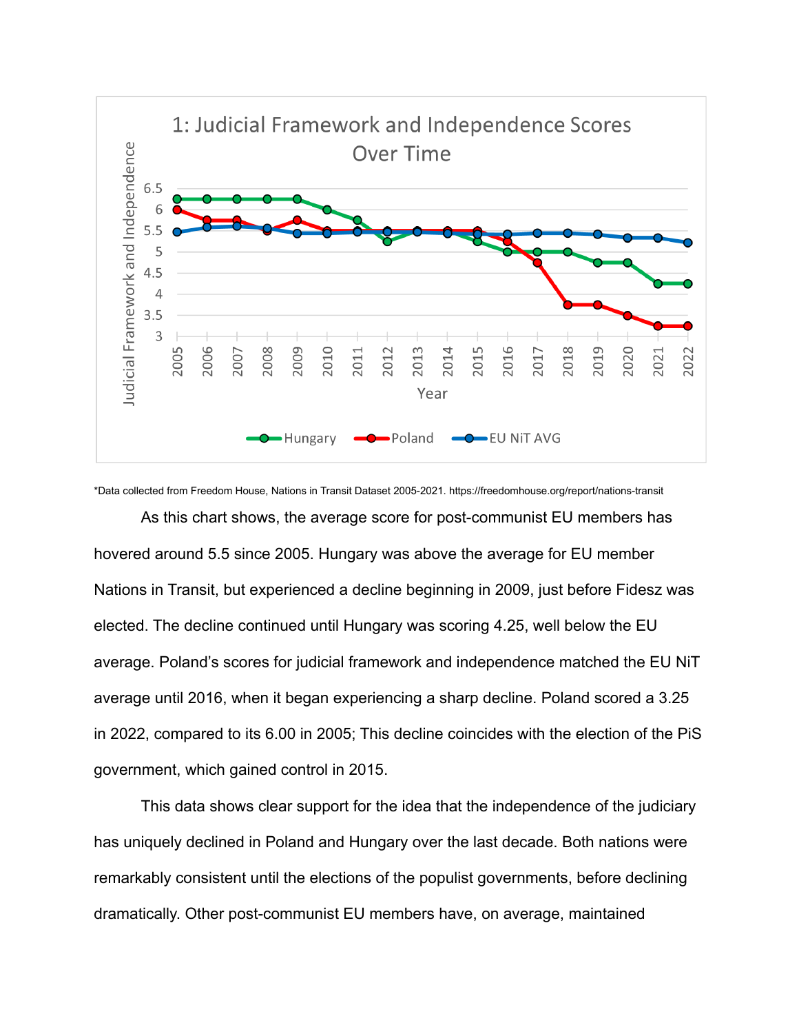*Data collected from Freedom House, Nations in Transit Dataset 2005-2021. https://freedomhouse.org/report/nations-transit

As this chart shows, the average score for post-communist EU members has hovered around 5.5 since 2005. Hungary was above the average for EU member Nations in Transit, but experienced a decline beginning in 2009, just before Fidesz was elected. The decline continued until Hungary was scoring 4.25, well below the EU average. Poland's scores for judicial framework and independence matched the EU NiT average until 2016, when it began experiencing a sharp decline. Poland scored a 3.25 in 2022, compared to its 6.00 in 2005; This decline coincides with the election of the PiS government, which gained control in 2015.

This data shows clear support for the idea that the independence of the judiciary has uniquely declined in Poland and Hungary over the last decade. Both nations were remarkably consistent until the elections of the populist governments, before declining dramatically. Other post-communist EU members have, on average, maintained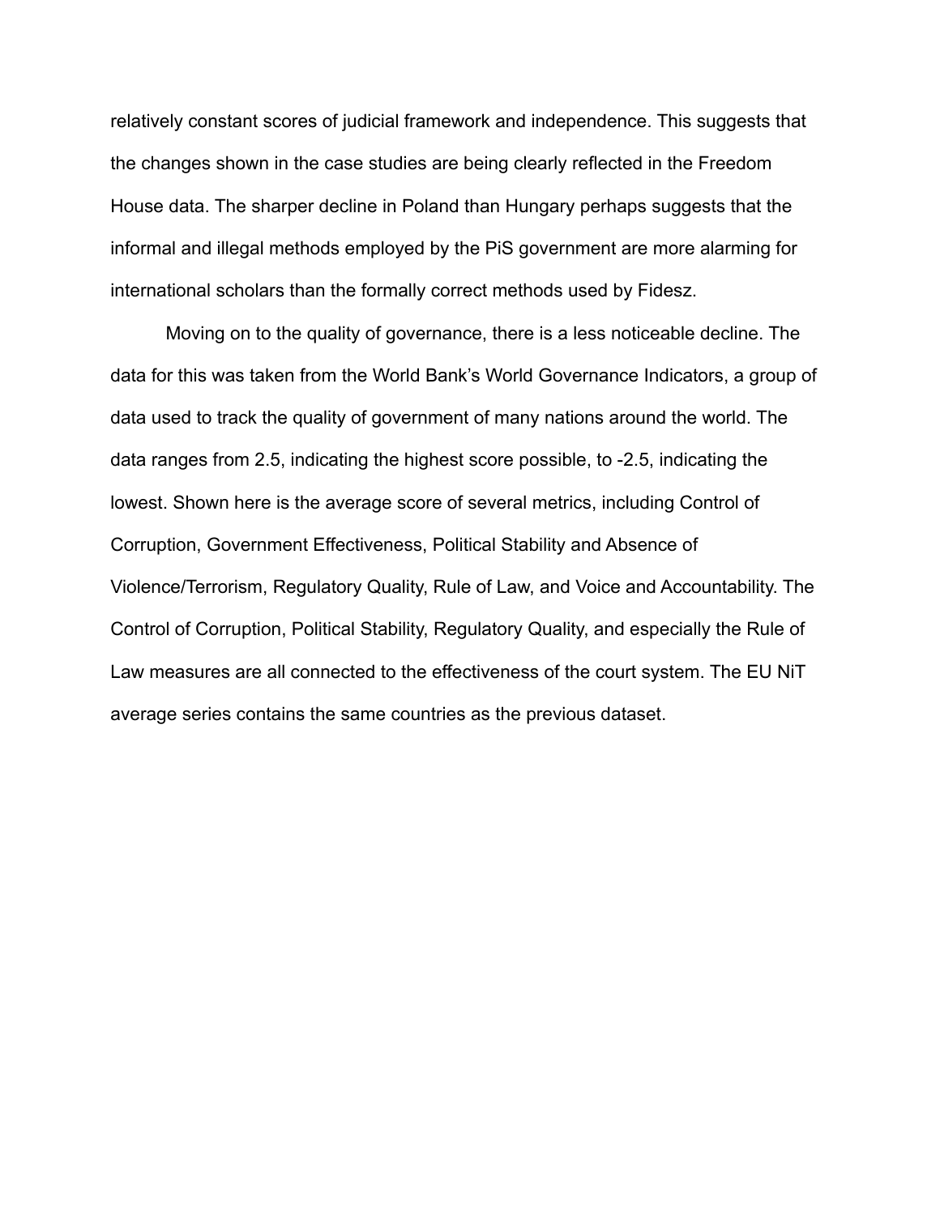relatively constant scores of judicial framework and independence. This suggests that the changes shown in the case studies are being clearly reflected in the Freedom House data. The sharper decline in Poland than Hungary perhaps suggests that the informal and illegal methods employed by the PiS government are more alarming for international scholars than the formally correct methods used by Fidesz.

Moving on to the quality of governance, there is a less noticeable decline. The data for this was taken from the World Bank's World Governance Indicators, a group of data used to track the quality of government of many nations around the world. The data ranges from 2.5, indicating the highest score possible, to -2.5, indicating the lowest. Shown here is the average score of several metrics, including Control of Corruption, Government Effectiveness, Political Stability and Absence of Violence/Terrorism, Regulatory Quality, Rule of Law, and Voice and Accountability. The Control of Corruption, Political Stability, Regulatory Quality, and especially the Rule of Law measures are all connected to the effectiveness of the court system. The EU NiT average series contains the same countries as the previous dataset.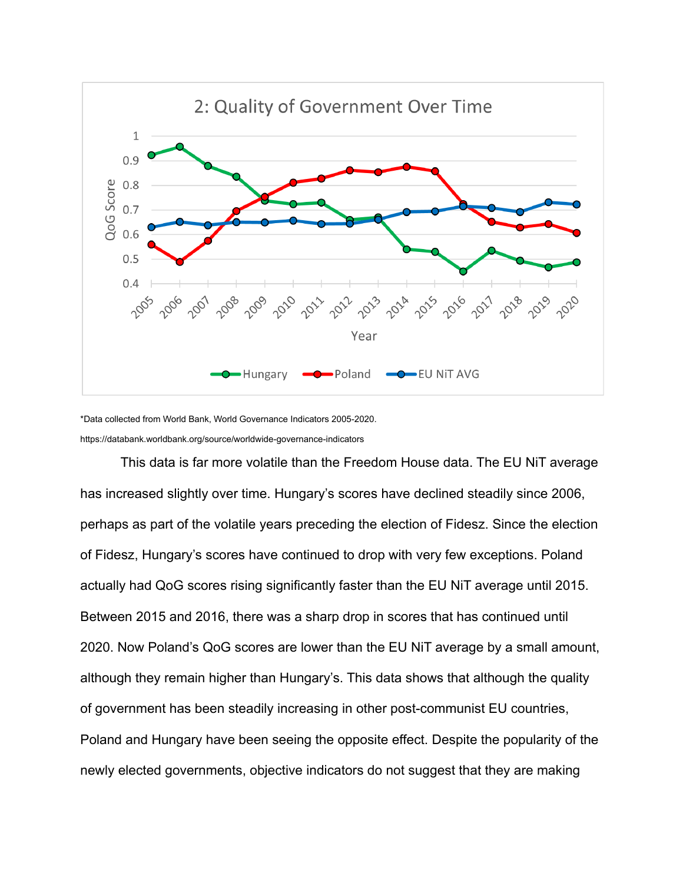*Data collected from World Bank, World Governance Indicators 2005-2020.

https://databank.worldbank.org/source/worldwide-governance-indicators

This data is far more volatile than the Freedom House data. The EU NiT average has increased slightly over time. Hungary's scores have declined steadily since 2006, perhaps as part of the volatile years preceding the election of Fidesz. Since the election of Fidesz, Hungary's scores have continued to drop with very few exceptions. Poland actually had QoG scores rising significantly faster than the EU NiT average until 2015. Between 2015 and 2016, there was a sharp drop in scores that has continued until 2020. Now Poland's QoG scores are lower than the EU NiT average by a small amount, although they remain higher than Hungary's. This data shows that although the quality of government has been steadily increasing in other post-communist EU countries, Poland and Hungary have been seeing the opposite effect. Despite the popularity of the newly elected governments, objective indicators do not suggest that they are making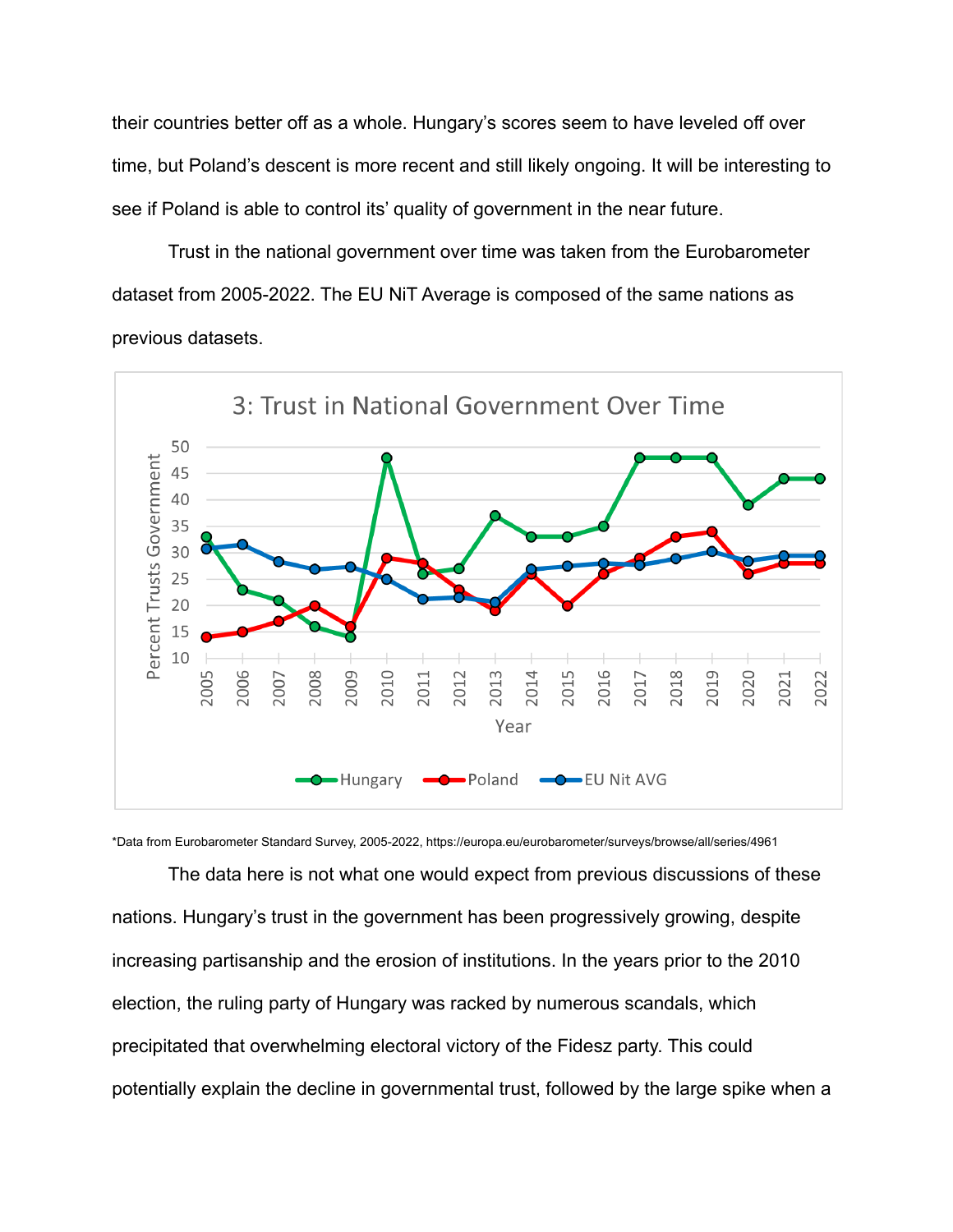their countries better off as a whole. Hungary's scores seem to have leveled off over time, but Poland's descent is more recent and still likely ongoing. It will be interesting to see if Poland is able to control its' quality of government in the near future.

Trust in the national government over time was taken from the Eurobarometer dataset from 2005-2022. The EU NiT Average is composed of the same nations as previous datasets.

3: Trust in National Government Over Time

*Data from Eurobarometer Standard Survey, 2005-2022, https://europa.eu/eurobarometer/surveys/browse/all/series/4961

The data here is not what one would expect from previous discussions of these nations. Hungary's trust in the government has been progressively growing, despite increasing partisanship and the erosion of institutions. In the years prior to the 2010 election, the ruling party of Hungary was racked by numerous scandals, which precipitated that overwhelming electoral victory of the Fidesz party. This could potentially explain the decline in governmental trust, followed by the large spike when a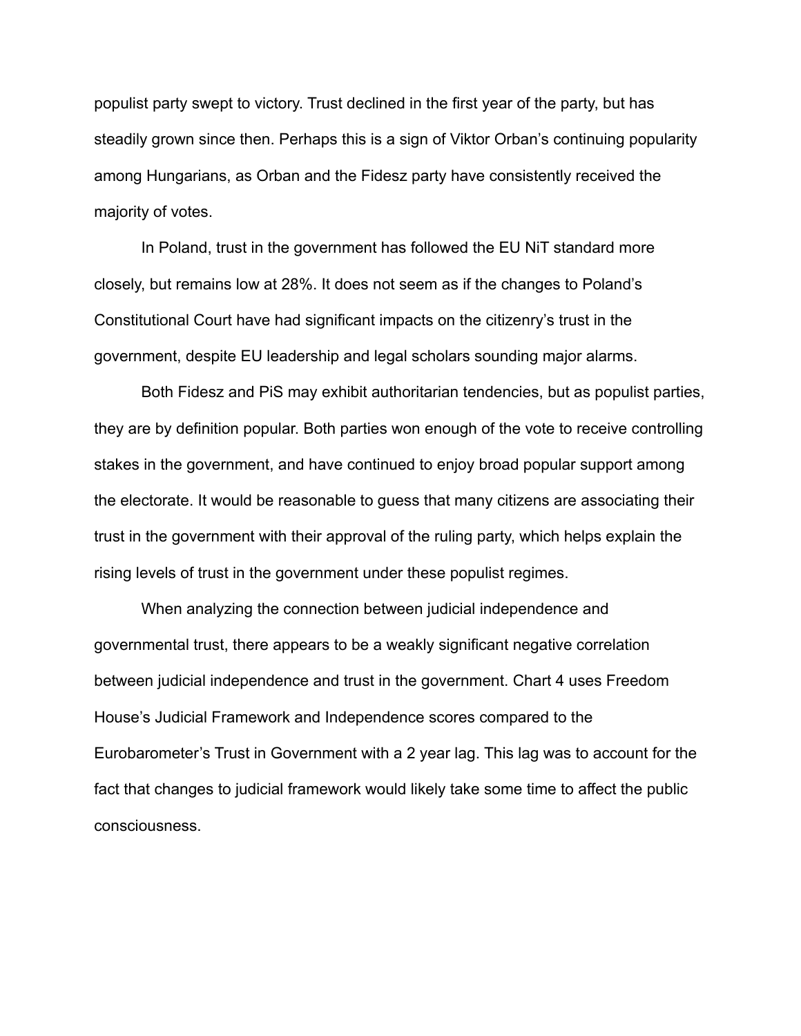populist party swept to victory. Trust declined in the first year of the party, but has steadily grown since then. Perhaps this is a sign of Viktor Orban's continuing popularity among Hungarians, as Orban and the Fidesz party have consistently received the majority of votes.

In Poland, trust in the government has followed the EU NiT standard more closely, but remains low at 28%. It does not seem as if the changes to Poland's Constitutional Court have had significant impacts on the citizenry's trust in the government, despite EU leadership and legal scholars sounding major alarms.

Both Fidesz and PiS may exhibit authoritarian tendencies, but as populist parties, they are by definition popular. Both parties won enough of the vote to receive controlling stakes in the government, and have continued to enjoy broad popular support among the electorate. It would be reasonable to guess that many citizens are associating their trust in the government with their approval of the ruling party, which helps explain the rising levels of trust in the government under these populist regimes.

When analyzing the connection between judicial independence and governmental trust, there appears to be a weakly significant negative correlation between judicial independence and trust in the government. Chart 4 uses Freedom House's Judicial Framework and Independence scores compared to the Eurobarometer's Trust in Government with a 2 year lag. This lag was to account for the fact that changes to judicial framework would likely take some time to affect the public consciousness.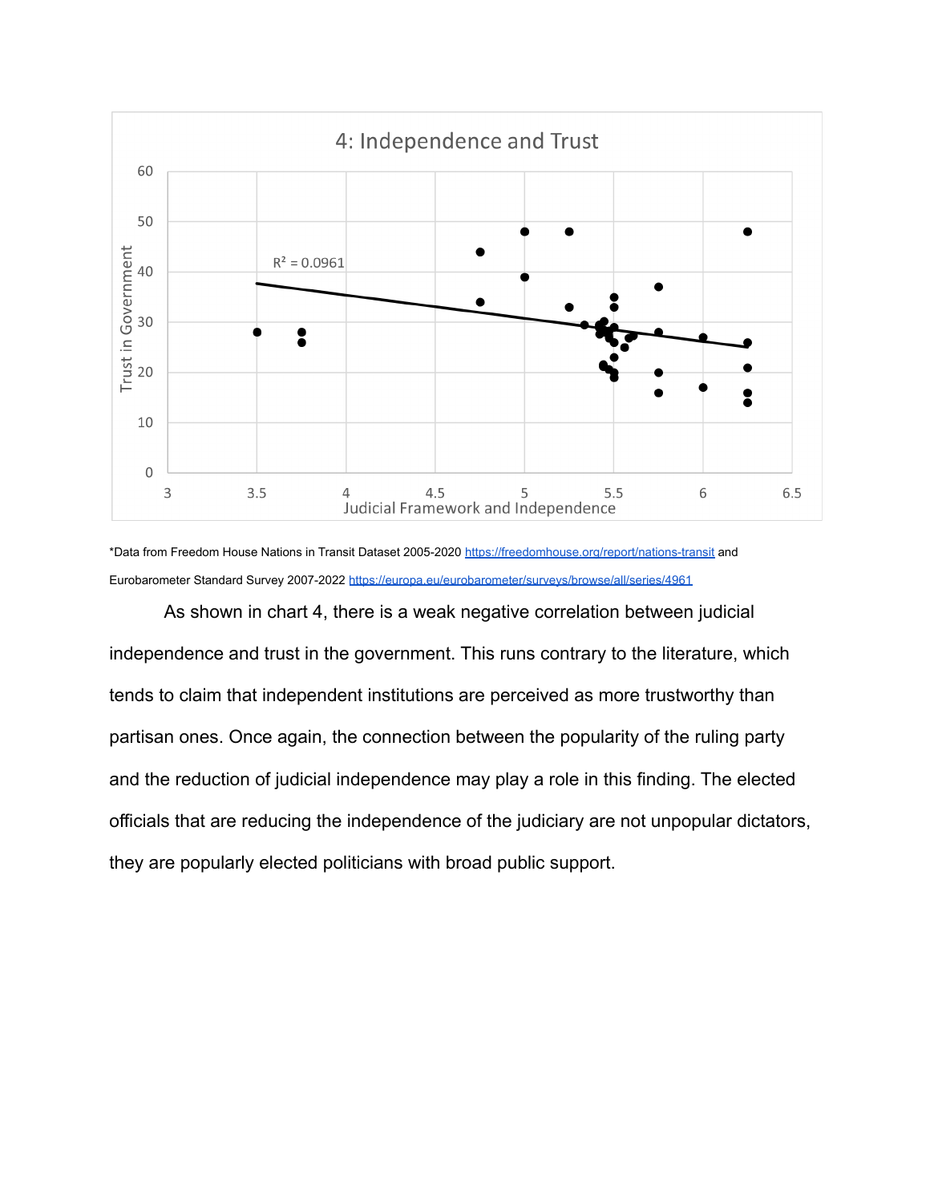*Data from Freedom House Nations in Transit Dataset 2005-2020 https://freedomhouse.org/report/nations-transit and Eurobarometer Standard Survey 2007-2022 https://europa.eu/eurobarometer/surveys/browse/all/series/4961

As shown in chart 4, there is a weak negative correlation between judicial independence and trust in the government. This runs contrary to the literature, which tends to claim that independent institutions are perceived as more trustworthy than partisan ones. Once again, the connection between the popularity of the ruling party and the reduction of judicial independence may play a role in this finding. The elected officials that are reducing the independence of the judiciary are not unpopular dictators, they are popularly elected politicians with broad public support.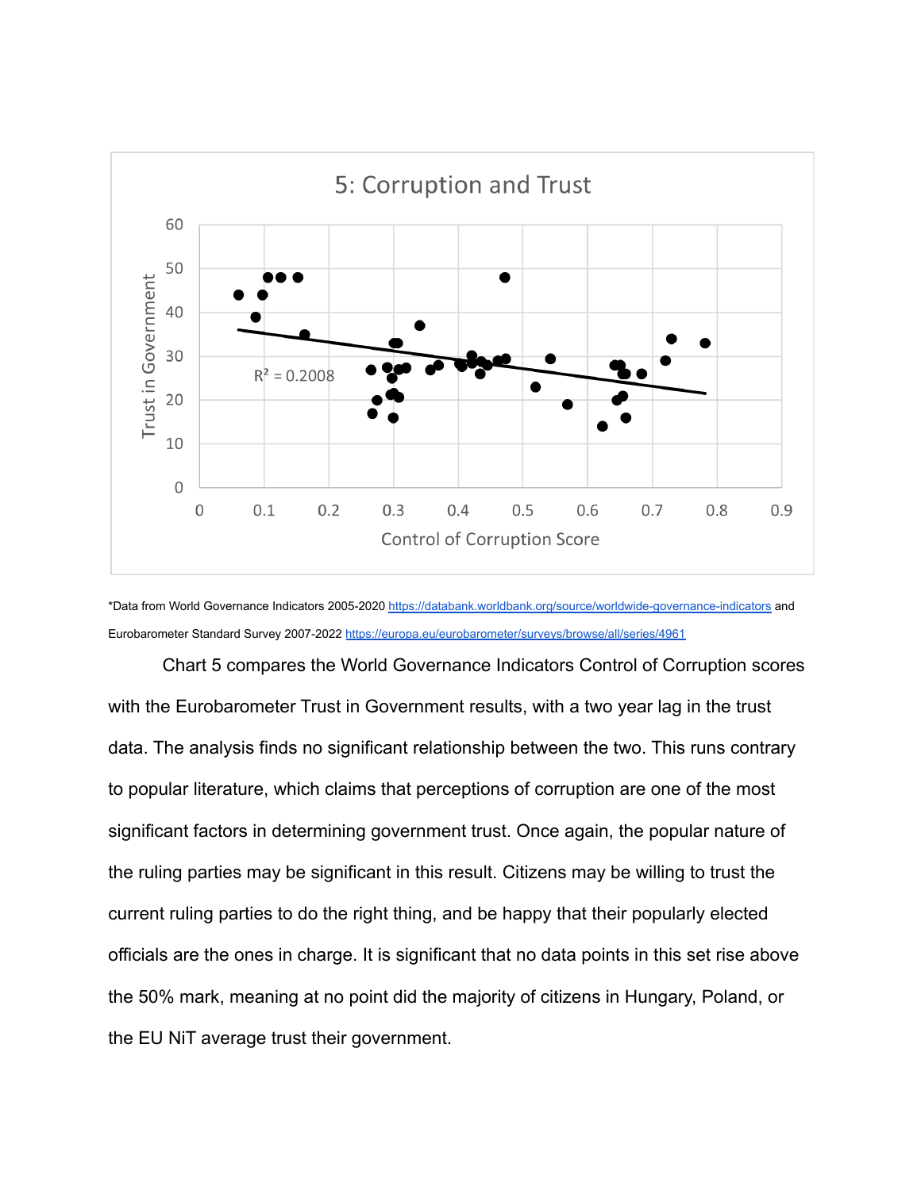5: Corruption and Trust

*Data from World Governance Indicators 2005-2020 https://databank.worldbank.org/source/worldwide-governance-indicators and Eurobarometer Standard Survey 2007-2022 https://europa.eu/eurobarometer/surveys/browse/all/series/4961

Chart 5 compares the World Governance Indicators Control of Corruption scores with the Eurobarometer Trust in Government results, with a two year lag in the trust data. The analysis finds no significant relationship between the two. This runs contrary to popular literature, which claims that perceptions of corruption are one of the most significant factors in determining government trust. Once again, the popular nature of the ruling parties may be significant in this result. Citizens may be willing to trust the current ruling parties to do the right thing, and be happy that their popularly elected officials are the ones in charge. It is significant that no data points in this set rise above the 50% mark, meaning at no point did the majority of citizens in Hungary, Poland, or the EU NiT average trust their government.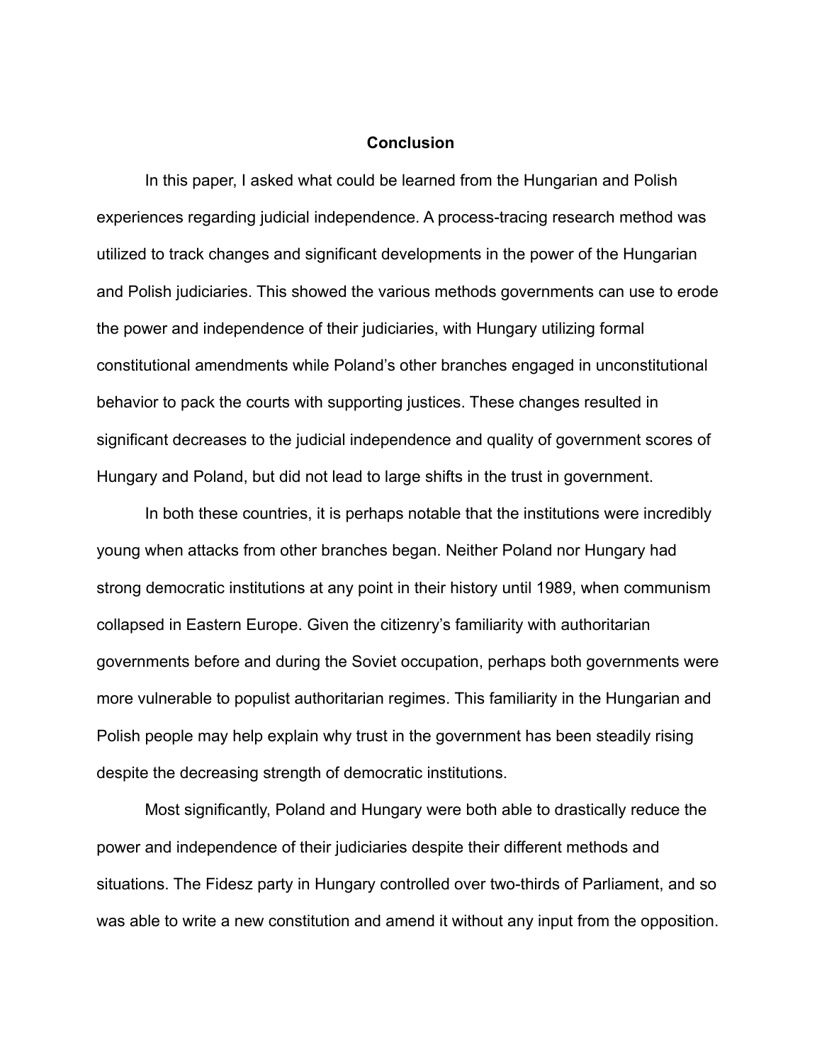## Conclusion

In this paper, I asked what could be learned from the Hungarian and Polish experiences regarding judicial independence. A process-tracing research method was utilized to track changes and significant developments in the power of the Hungarian and Polish judiciaries. This showed the various methods governments can use to erode the power and independence of their judiciaries, with Hungary utilizing formal constitutional amendments while Poland's other branches engaged in unconstitutional behavior to pack the courts with supporting justices. These changes resulted in significant decreases to the judicial independence and quality of government scores of Hungary and Poland, but did not lead to large shifts in the trust in government.

In both these countries, it is perhaps notable that the institutions were incredibly young when attacks from other branches began. Neither Poland nor Hungary had strong democratic institutions at any point in their history until 1989, when communism collapsed in Eastern Europe. Given the citizenry's familiarity with authoritarian governments before and during the Soviet occupation, perhaps both governments were more vulnerable to populist authoritarian regimes. This familiarity in the Hungarian and Polish people may help explain why trust in the government has been steadily rising despite the decreasing strength of democratic institutions.

Most significantly, Poland and Hungary were both able to drastically reduce the power and independence of their judiciaries despite their different methods and situations. The Fidesz party in Hungary controlled over two-thirds of Parliament, and so was able to write a new constitution and amend it without any input from the opposition.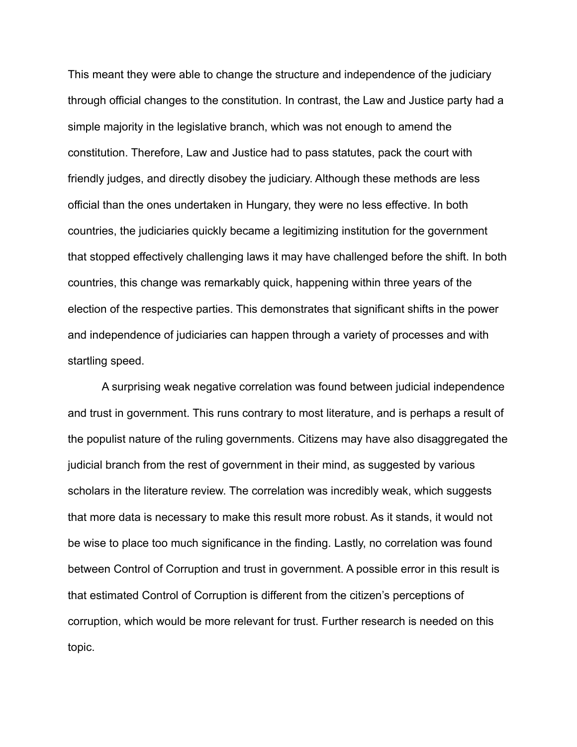This meant they were able to change the structure and independence of the judiciary through official changes to the constitution. In contrast, the Law and Justice party had a simple majority in the legislative branch, which was not enough to amend the constitution. Therefore, Law and Justice had to pass statutes, pack the court with friendly judges, and directly disobey the judiciary. Although these methods are less official than the ones undertaken in Hungary, they were no less effective. In both countries, the judiciaries quickly became a legitimizing institution for the government that stopped effectively challenging laws it may have challenged before the shift. In both countries, this change was remarkably quick, happening within three years of the election of the respective parties. This demonstrates that significant shifts in the power and independence of judiciaries can happen through a variety of processes and with startling speed.

A surprising weak negative correlation was found between judicial independence and trust in government. This runs contrary to most literature, and is perhaps a result of the populist nature of the ruling governments. Citizens may have also disaggregated the judicial branch from the rest of government in their mind, as suggested by various scholars in the literature review. The correlation was incredibly weak, which suggests that more data is necessary to make this result more robust. As it stands, it would not be wise to place too much significance in the finding. Lastly, no correlation was found between Control of Corruption and trust in government. A possible error in this result is that estimated Control of Corruption is different from the citizen's perceptions of corruption, which would be more relevant for trust. Further research is needed on this topic.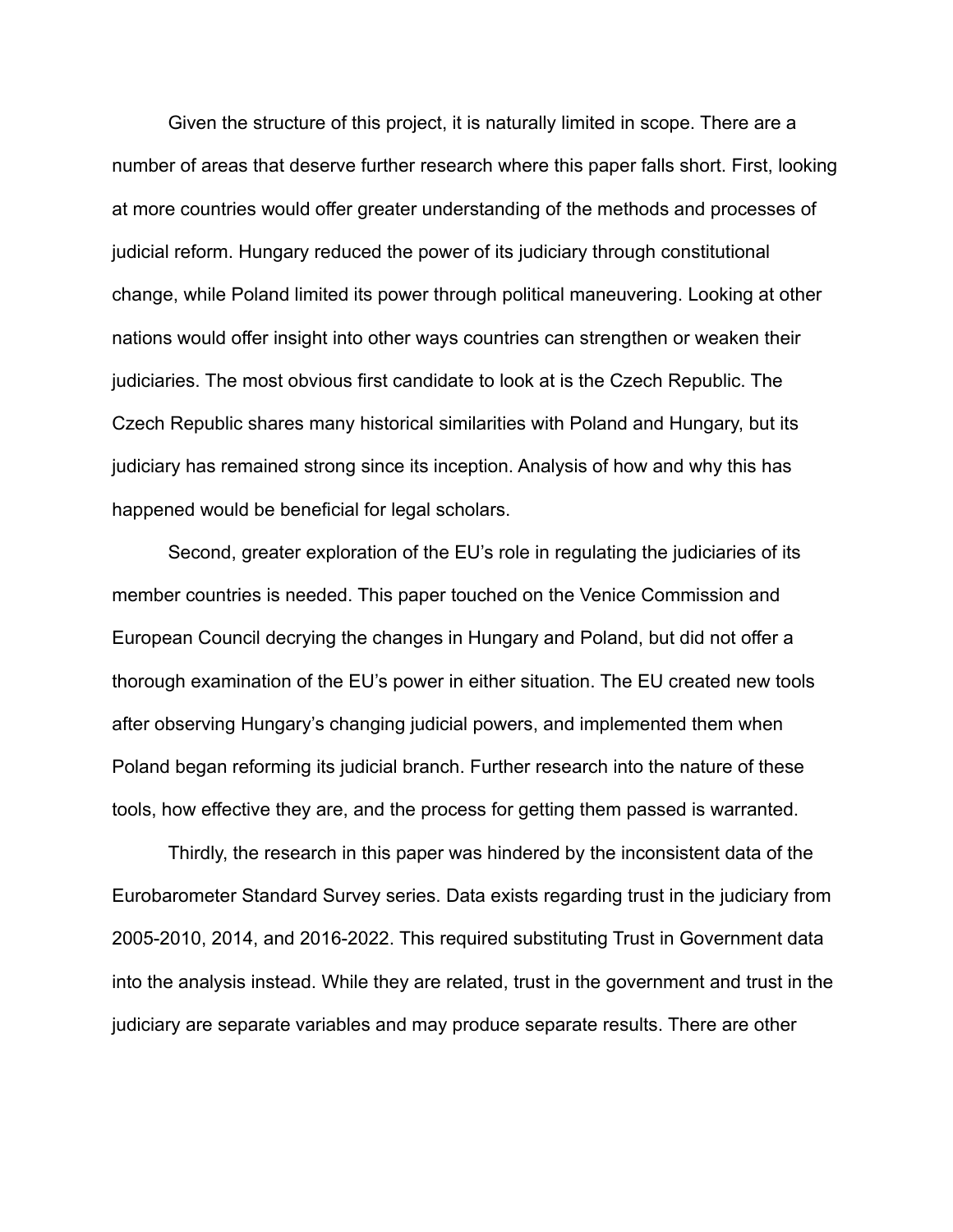Given the structure of this project, it is naturally limited in scope. There are a number of areas that deserve further research where this paper falls short. First, looking at more countries would offer greater understanding of the methods and processes of judicial reform. Hungary reduced the power of its judiciary through constitutional change, while Poland limited its power through political maneuvering. Looking at other nations would offer insight into other ways countries can strengthen or weaken their judiciaries. The most obvious first candidate to look at is the Czech Republic. The Czech Republic shares many historical similarities with Poland and Hungary, but its judiciary has remained strong since its inception. Analysis of how and why this has happened would be beneficial for legal scholars.

Second, greater exploration of the EU's role in regulating the judiciaries of its member countries is needed. This paper touched on the Venice Commission and European Council decrying the changes in Hungary and Poland, but did not offer a thorough examination of the EU's power in either situation. The EU created new tools after observing Hungary's changing judicial powers, and implemented them when Poland began reforming its judicial branch. Further research into the nature of these tools, how effective they are, and the process for getting them passed is warranted.

Thirdly, the research in this paper was hindered by the inconsistent data of the Eurobarometer Standard Survey series. Data exists regarding trust in the judiciary from 2005-2010, 2014, and 2016-2022. This required substituting Trust in Government data into the analysis instead. While they are related, trust in the government and trust in the judiciary are separate variables and may produce separate results. There are other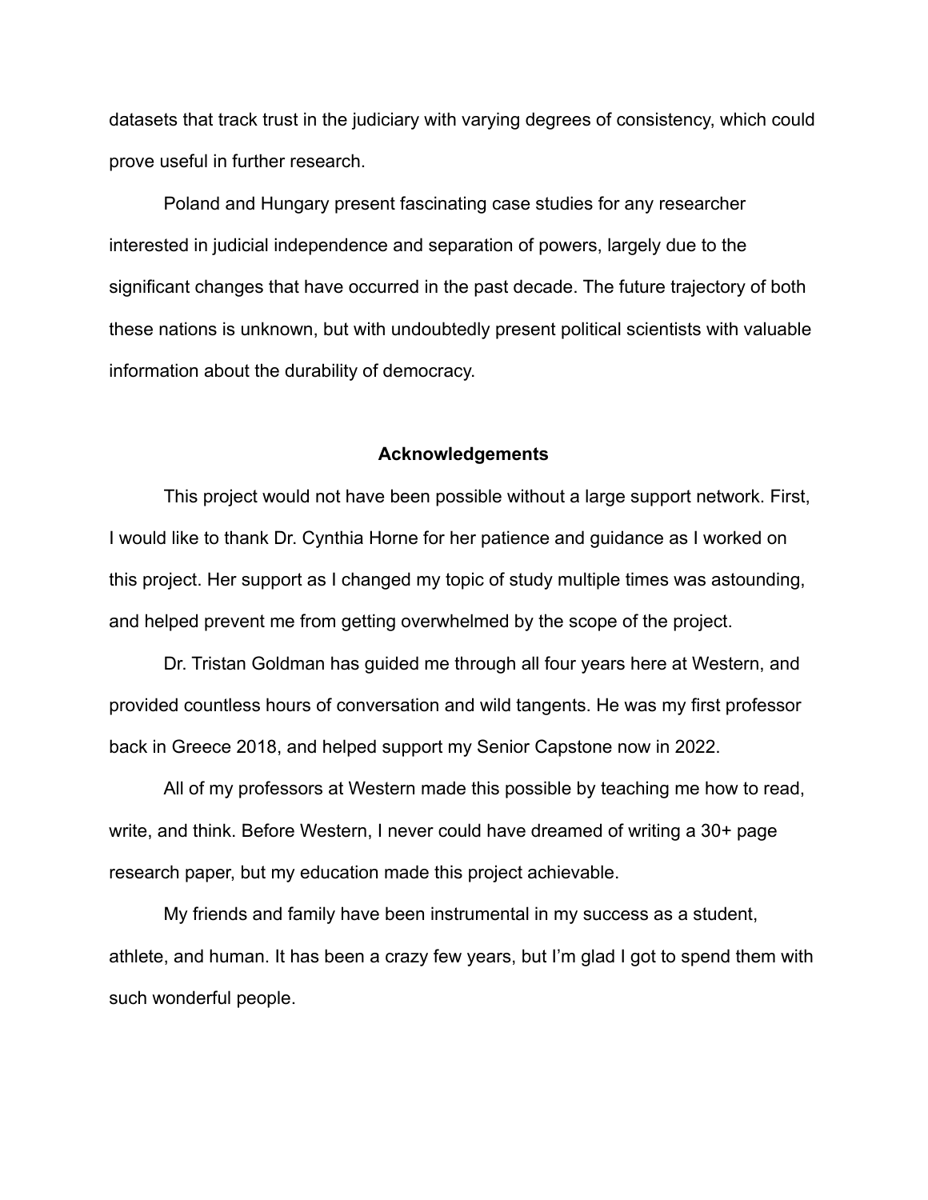datasets that track trust in the judiciary with varying degrees of consistency, which could prove useful in further research.

Poland and Hungary present fascinating case studies for any researcher interested in judicial independence and separation of powers, largely due to the significant changes that have occurred in the past decade. The future trajectory of both these nations is unknown, but with undoubtedly present political scientists with valuable information about the durability of democracy.

## Acknowledgements

This project would not have been possible without a large support network. First, I would like to thank Dr. Cynthia Horne for her patience and guidance as I worked on this project. Her support as I changed my topic of study multiple times was astounding, and helped prevent me from getting overwhelmed by the scope of the project.

Dr. Tristan Goldman has guided me through all four years here at Western, and provided countless hours of conversation and wild tangents. He was my first professor back in Greece 2018, and helped support my Senior Capstone now in 2022.

All of my professors at Western made this possible by teaching me how to read, write, and think. Before Western, I never could have dreamed of writing a 30+ page research paper, but my education made this project achievable.

My friends and family have been instrumental in my success as a student, athlete, and human. It has been a crazy few years, but I'm glad I got to spend them with such wonderful people.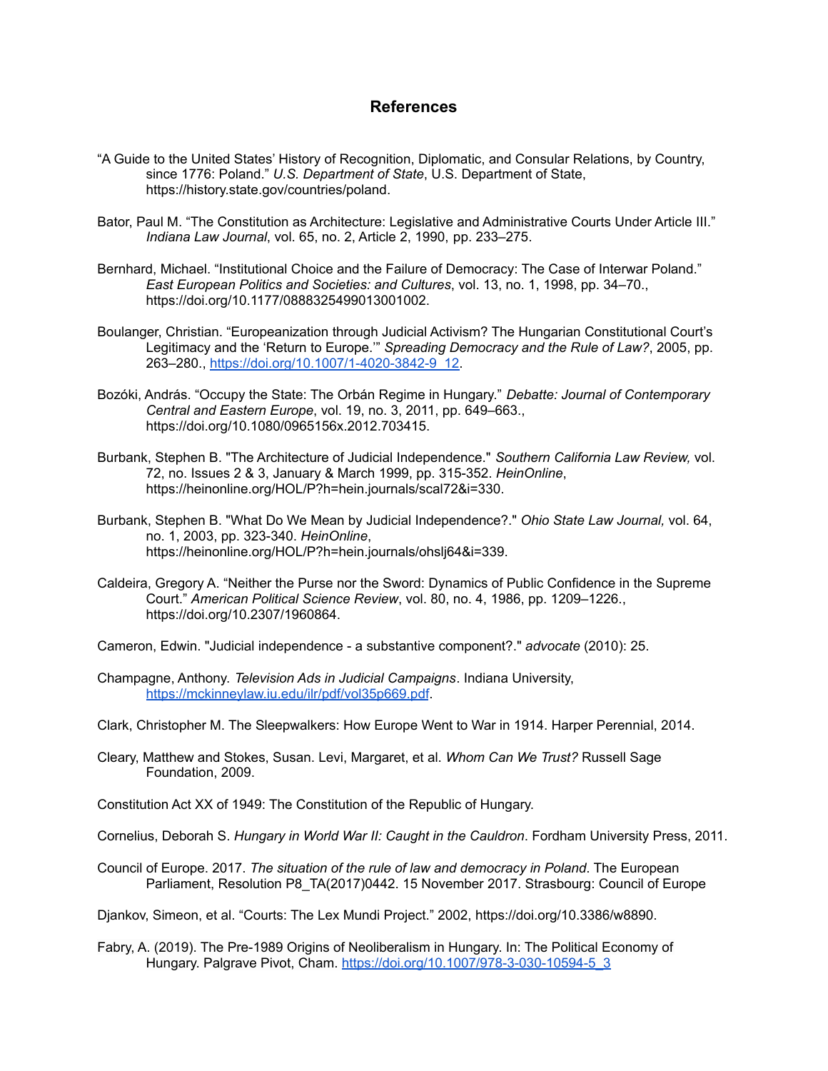## References

“A Guide to the United States’ History of Recognition, Diplomatic, and Consular Relations, by Country, since 1776: Poland.” *U.S. Department of State*, U.S. Department of State, https://history.state.gov/countries/poland.

Bator, Paul M. “The Constitution as Architecture: Legislative and Administrative Courts Under Article III.” *Indiana Law Journal*, vol. 65, no. 2, Article 2, 1990, pp. 233–275.

Bernhard, Michael. “Institutional Choice and the Failure of Democracy: The Case of Interwar Poland.” *East European Politics and Societies: and Cultures*, vol. 13, no. 1, 1998, pp. 34–70., https://doi.org/10.1177/0888325499013001002.

Boulanger, Christian. “Europeanization through Judicial Activism? The Hungarian Constitutional Court’s Legitimacy and the ‘Return to Europe.’” *Spreading Democracy and the Rule of Law?*, 2005, pp. 263–280., [https://doi.org/10.1007/1-4020-3842-9_12](https://doi.org/10.1007/1-4020-3842-9_12).

Bozóki, András. “Occupy the State: The Orbán Regime in Hungary.” *Debatte: Journal of Contemporary Central and Eastern Europe*, vol. 19, no. 3, 2011, pp. 649–663., https://doi.org/10.1080/0965156x.2012.703415.

Burbank, Stephen B. "The Architecture of Judicial Independence." *Southern California Law Review,* vol. 72, no. Issues 2 & 3, January & March 1999, pp. 315-352. *HeinOnline*, https://heinonline.org/HOL/P?h=hein.journals/scal72&i=330.

Burbank, Stephen B. "What Do We Mean by Judicial Independence?." *Ohio State Law Journal,* vol. 64, no. 1, 2003, pp. 323-340. *HeinOnline*, https://heinonline.org/HOL/P?h=hein.journals/ohslj64&i=339.

Caldeira, Gregory A. “Neither the Purse nor the Sword: Dynamics of Public Confidence in the Supreme Court.” *American Political Science Review*, vol. 80, no. 4, 1986, pp. 1209–1226., https://doi.org/10.2307/1960864.

Cameron, Edwin. "Judicial independence - a substantive component?." *advocate* (2010): 25.

Champagne, Anthony. *Television Ads in Judicial Campaigns*. Indiana University, [https://mckinneylaw.iu.edu/ilr/pdf/vol35p669.pdf](https://mckinneylaw.iu.edu/ilr/pdf/vol35p669.pdf).

Clark, Christopher M. The Sleepwalkers: How Europe Went to War in 1914. Harper Perennial, 2014.

Cleary, Matthew and Stokes, Susan. Levi, Margaret, et al. *Whom Can We Trust?* Russell Sage Foundation, 2009.

Constitution Act XX of 1949: The Constitution of the Republic of Hungary.

Cornelius, Deborah S. *Hungary in World War II: Caught in the Cauldron*. Fordham University Press, 2011.

Council of Europe. 2017. *The situation of the rule of law and democracy in Poland*. The European Parliament, Resolution P8_TA(2017)0442. 15 November 2017. Strasbourg: Council of Europe

Djankov, Simeon, et al. “Courts: The Lex Mundi Project.” 2002, https://doi.org/10.3386/w8890.

Fabry, A. (2019). The Pre-1989 Origins of Neoliberalism in Hungary. In: The Political Economy of Hungary. Palgrave Pivot, Cham. [https://doi.org/10.1007/978-3-030-10594-5_3](https://doi.org/10.1007/978-3-030-10594-5_3)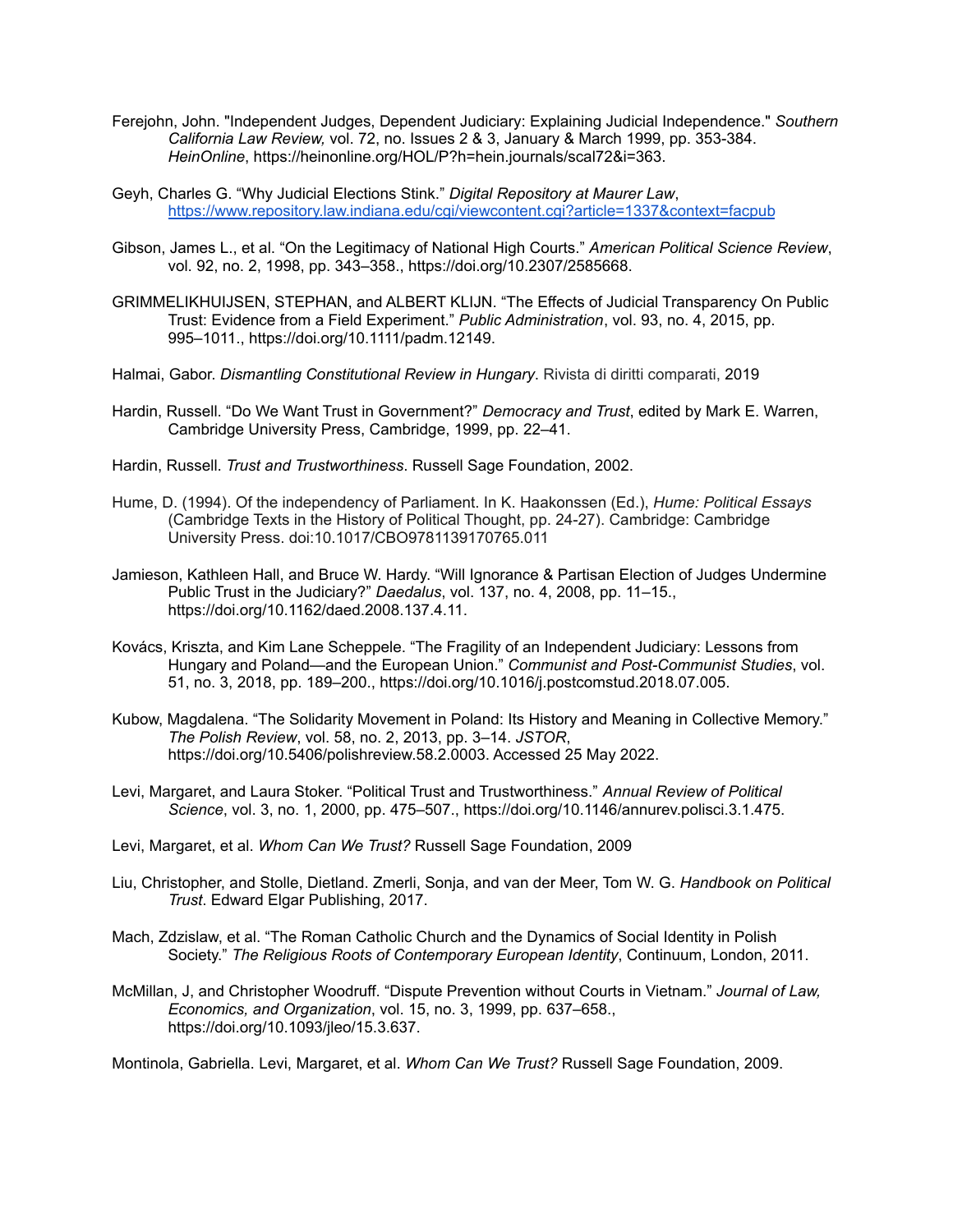Ferejohn, John. "Independent Judges, Dependent Judiciary: Explaining Judicial Independence." *Southern California Law Review,* vol. 72, no. Issues 2 & 3, January & March 1999, pp. 353-384. *HeinOnline*, https://heinonline.org/HOL/P?h=hein.journals/scal72&i=363.

Geyh, Charles G. "Why Judicial Elections Stink." *Digital Repository at Maurer Law*, https://www.repository.law.indiana.edu/cgi/viewcontent.cgi?article=1337&context=facpub

Gibson, James L., et al. "On the Legitimacy of National High Courts." *American Political Science Review*, vol. 92, no. 2, 1998, pp. 343–358., https://doi.org/10.2307/2585668.

GRIMMELIKHUIJSEN, STEPHAN, and ALBERT KLIJN. "The Effects of Judicial Transparency On Public Trust: Evidence from a Field Experiment." *Public Administration*, vol. 93, no. 4, 2015, pp. 995–1011., https://doi.org/10.1111/padm.12149.

Halmai, Gabor. *Dismantling Constitutional Review in Hungary*. Rivista di diritti comparati, 2019

Hardin, Russell. "Do We Want Trust in Government?" *Democracy and Trust*, edited by Mark E. Warren, Cambridge University Press, Cambridge, 1999, pp. 22–41.

Hardin, Russell. *Trust and Trustworthiness*. Russell Sage Foundation, 2002.

Hume, D. (1994). Of the independency of Parliament. In K. Haakonssen (Ed.), *Hume: Political Essays* (Cambridge Texts in the History of Political Thought, pp. 24-27). Cambridge: Cambridge University Press. doi:10.1017/CBO9781139170765.011

Jamieson, Kathleen Hall, and Bruce W. Hardy. "Will Ignorance & Partisan Election of Judges Undermine Public Trust in the Judiciary?" *Daedalus*, vol. 137, no. 4, 2008, pp. 11–15., https://doi.org/10.1162/daed.2008.137.4.11.

Kovács, Kriszta, and Kim Lane Scheppele. "The Fragility of an Independent Judiciary: Lessons from Hungary and Poland—and the European Union." *Communist and Post-Communist Studies*, vol. 51, no. 3, 2018, pp. 189–200., https://doi.org/10.1016/j.postcomstud.2018.07.005.

Kubow, Magdalena. "The Solidarity Movement in Poland: Its History and Meaning in Collective Memory." *The Polish Review*, vol. 58, no. 2, 2013, pp. 3–14. *JSTOR*, https://doi.org/10.5406/polishreview.58.2.0003. Accessed 25 May 2022.

Levi, Margaret, and Laura Stoker. "Political Trust and Trustworthiness." *Annual Review of Political Science*, vol. 3, no. 1, 2000, pp. 475–507., https://doi.org/10.1146/annurev.polisci.3.1.475.

Levi, Margaret, et al. *Whom Can We Trust?* Russell Sage Foundation, 2009

Liu, Christopher, and Stolle, Dietland. Zmerli, Sonja, and van der Meer, Tom W. G. *Handbook on Political Trust*. Edward Elgar Publishing, 2017.

Mach, Zdzislaw, et al. "The Roman Catholic Church and the Dynamics of Social Identity in Polish Society." *The Religious Roots of Contemporary European Identity*, Continuum, London, 2011.

McMillan, J, and Christopher Woodruff. "Dispute Prevention without Courts in Vietnam." *Journal of Law, Economics, and Organization*, vol. 15, no. 3, 1999, pp. 637–658., https://doi.org/10.1093/jleo/15.3.637.

Montinola, Gabriella. Levi, Margaret, et al. *Whom Can We Trust?* Russell Sage Foundation, 2009.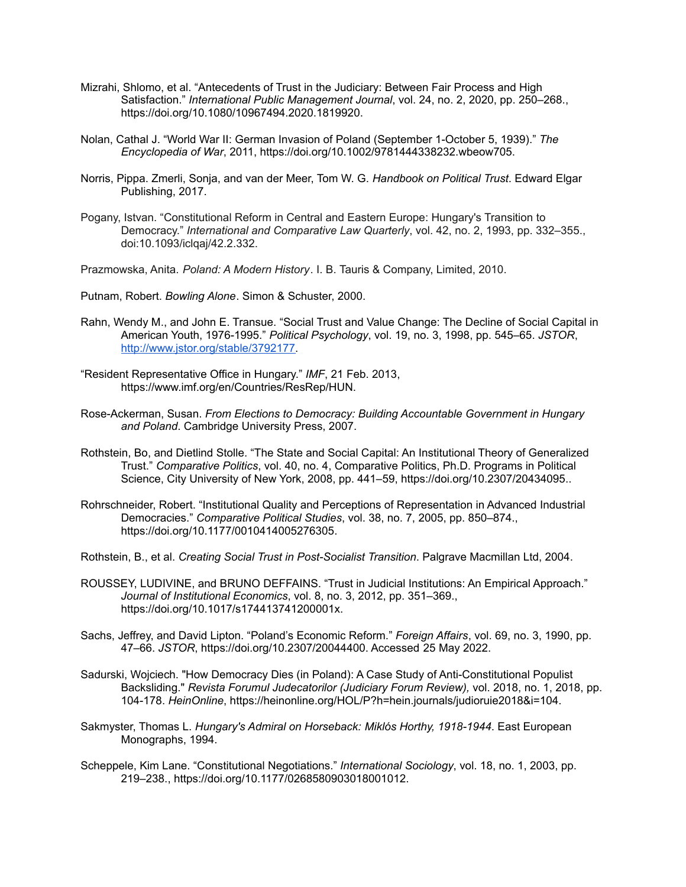Mizrahi, Shlomo, et al. “Antecedents of Trust in the Judiciary: Between Fair Process and High Satisfaction.” *International Public Management Journal*, vol. 24, no. 2, 2020, pp. 250–268., https://doi.org/10.1080/10967494.2020.1819920.

Nolan, Cathal J. “World War II: German Invasion of Poland (September 1-October 5, 1939).” *The Encyclopedia of War*, 2011, https://doi.org/10.1002/9781444338232.wbeow705.

Norris, Pippa. Zmerli, Sonja, and van der Meer, Tom W. G. *Handbook on Political Trust*. Edward Elgar Publishing, 2017.

Pogany, Istvan. “Constitutional Reform in Central and Eastern Europe: Hungary's Transition to Democracy.” *International and Comparative Law Quarterly*, vol. 42, no. 2, 1993, pp. 332–355., doi:10.1093/iclqaj/42.2.332.

Prazmowska, Anita. *Poland: A Modern History*. I. B. Tauris & Company, Limited, 2010.

Putnam, Robert. *Bowling Alone*. Simon & Schuster, 2000.

Rahn, Wendy M., and John E. Transue. “Social Trust and Value Change: The Decline of Social Capital in American Youth, 1976-1995.” *Political Psychology*, vol. 19, no. 3, 1998, pp. 545–65. *JSTOR*, http://www.jstor.org/stable/3792177.

“Resident Representative Office in Hungary.” *IMF*, 21 Feb. 2013, https://www.imf.org/en/Countries/ResRep/HUN.

Rose-Ackerman, Susan. *From Elections to Democracy: Building Accountable Government in Hungary and Poland*. Cambridge University Press, 2007.

Rothstein, Bo, and Dietlind Stolle. “The State and Social Capital: An Institutional Theory of Generalized Trust.” *Comparative Politics*, vol. 40, no. 4, Comparative Politics, Ph.D. Programs in Political Science, City University of New York, 2008, pp. 441–59, https://doi.org/10.2307/20434095..

Rohrschneider, Robert. “Institutional Quality and Perceptions of Representation in Advanced Industrial Democracies.” *Comparative Political Studies*, vol. 38, no. 7, 2005, pp. 850–874., https://doi.org/10.1177/0010414005276305.

Rothstein, B., et al. *Creating Social Trust in Post-Socialist Transition*. Palgrave Macmillan Ltd, 2004.

ROUSSEY, LUDIVINE, and BRUNO DEFFAINS. “Trust in Judicial Institutions: An Empirical Approach.” *Journal of Institutional Economics*, vol. 8, no. 3, 2012, pp. 351–369., https://doi.org/10.1017/s174413741200001x.

Sachs, Jeffrey, and David Lipton. “Poland’s Economic Reform.” *Foreign Affairs*, vol. 69, no. 3, 1990, pp. 47–66. *JSTOR*, https://doi.org/10.2307/20044400. Accessed 25 May 2022.

Sadurski, Wojciech. "How Democracy Dies (in Poland): A Case Study of Anti-Constitutional Populist Backsliding." *Revista Forumul Judecatorilor (Judiciary Forum Review),* vol. 2018, no. 1, 2018, pp. 104-178. *HeinOnline*, https://heinonline.org/HOL/P?h=hein.journals/judioruie2018&i=104.

Sakmyster, Thomas L. *Hungary's Admiral on Horseback: Miklós Horthy, 1918-1944*. East European Monographs, 1994.

Scheppele, Kim Lane. “Constitutional Negotiations.” *International Sociology*, vol. 18, no. 1, 2003, pp. 219–238., https://doi.org/10.1177/0268580903018001012.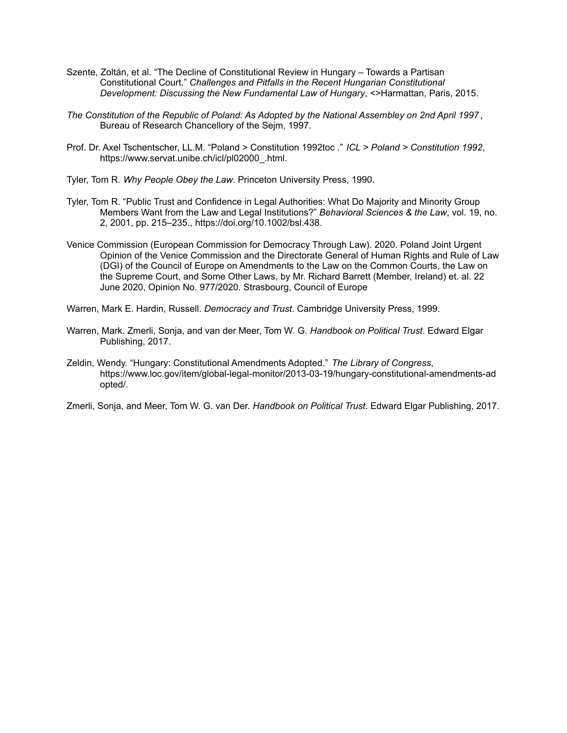Szente, Zoltán, et al. "The Decline of Constitutional Review in Hungary – Towards a Partisan Constitutional Court." *Challenges and Pitfalls in the Recent Hungarian Constitutional Development: Discussing the New Fundamental Law of Hungary*, <>Harmattan, Paris, 2015.

*The Constitution of the Republic of Poland: As Adopted by the National Assembley on 2nd April 1997* , Bureau of Research Chancellory of the Sejm, 1997.

Prof. Dr. Axel Tschentscher, LL.M. "Poland > Constitution 1992toc ." *ICL > Poland > Constitution 1992*, https://www.servat.unibe.ch/icl/pl02000_.html.

Tyler, Tom R. *Why People Obey the Law*. Princeton University Press, 1990.

Tyler, Tom R. "Public Trust and Confidence in Legal Authorities: What Do Majority and Minority Group Members Want from the Law and Legal Institutions?" *Behavioral Sciences & the Law*, vol. 19, no. 2, 2001, pp. 215–235., https://doi.org/10.1002/bsl.438.

Venice Commission (European Commission for Democracy Through Law). 2020. Poland Joint Urgent Opinion of the Venice Commission and the Directorate General of Human Rights and Rule of Law (DGI) of the Council of Europe on Amendments to the Law on the Common Courts, the Law on the Supreme Court, and Some Other Laws, by Mr. Richard Barrett (Member, Ireland) et. al. 22 June 2020, Opinion No. 977/2020. Strasbourg, Council of Europe

Warren, Mark E. Hardin, Russell. *Democracy and Trust*. Cambridge University Press, 1999.

Warren, Mark. Zmerli, Sonja, and van der Meer, Tom W. G. *Handbook on Political Trust*. Edward Elgar Publishing, 2017.

Zeldin, Wendy. "Hungary: Constitutional Amendments Adopted." *The Library of Congress*, https://www.loc.gov/item/global-legal-monitor/2013-03-19/hungary-constitutional-amendments-adopted/.

Zmerli, Sonja, and Meer, Tom W. G. van Der. *Handbook on Political Trust*. Edward Elgar Publishing, 2017.